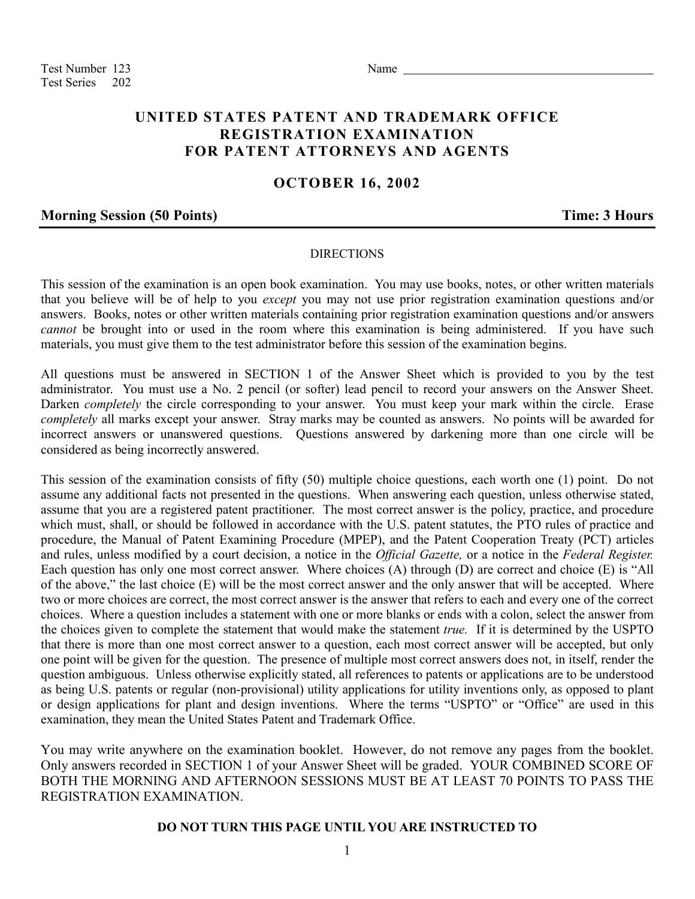Test Number 123
Test Series 202

Name ________________________________

# UNITED STATES PATENT AND TRADEMARK OFFICE
# REGISTRATION EXAMINATION
# FOR PATENT ATTORNEYS AND AGENTS

## OCTOBER 16, 2002

**Morning Session (50 Points)** **Time: 3 Hours**

---

DIRECTIONS

This session of the examination is an open book examination. You may use books, notes, or other written materials that you believe will be of help to you *except* you may not use prior registration examination questions and/or answers. Books, notes or other written materials containing prior registration examination questions and/or answers *cannot* be brought into or used in the room where this examination is being administered. If you have such materials, you must give them to the test administrator before this session of the examination begins.

All questions must be answered in SECTION 1 of the Answer Sheet which is provided to you by the test administrator. You must use a No. 2 pencil (or softer) lead pencil to record your answers on the Answer Sheet. Darken *completely* the circle corresponding to your answer. You must keep your mark within the circle. Erase *completely* all marks except your answer. Stray marks may be counted as answers. No points will be awarded for incorrect answers or unanswered questions. Questions answered by darkening more than one circle will be considered as being incorrectly answered.

This session of the examination consists of fifty (50) multiple choice questions, each worth one (1) point. Do not assume any additional facts not presented in the questions. When answering each question, unless otherwise stated, assume that you are a registered patent practitioner. The most correct answer is the policy, practice, and procedure which must, shall, or should be followed in accordance with the U.S. patent statutes, the PTO rules of practice and procedure, the Manual of Patent Examining Procedure (MPEP), and the Patent Cooperation Treaty (PCT) articles and rules, unless modified by a court decision, a notice in the *Official Gazette,* or a notice in the *Federal Register.* Each question has only one most correct answer. Where choices (A) through (D) are correct and choice (E) is "All of the above," the last choice (E) will be the most correct answer and the only answer that will be accepted. Where two or more choices are correct, the most correct answer is the answer that refers to each and every one of the correct choices. Where a question includes a statement with one or more blanks or ends with a colon, select the answer from the choices given to complete the statement that would make the statement *true.* If it is determined by the USPTO that there is more than one most correct answer to a question, each most correct answer will be accepted, but only one point will be given for the question. The presence of multiple most correct answers does not, in itself, render the question ambiguous. Unless otherwise explicitly stated, all references to patents or applications are to be understood as being U.S. patents or regular (non-provisional) utility applications for utility inventions only, as opposed to plant or design applications for plant and design inventions. Where the terms "USPTO" or "Office" are used in this examination, they mean the United States Patent and Trademark Office.

You may write anywhere on the examination booklet. However, do not remove any pages from the booklet. Only answers recorded in SECTION 1 of your Answer Sheet will be graded. YOUR COMBINED SCORE OF BOTH THE MORNING AND AFTERNOON SESSIONS MUST BE AT LEAST 70 POINTS TO PASS THE REGISTRATION EXAMINATION.

**DO NOT TURN THIS PAGE UNTIL YOU ARE INSTRUCTED TO**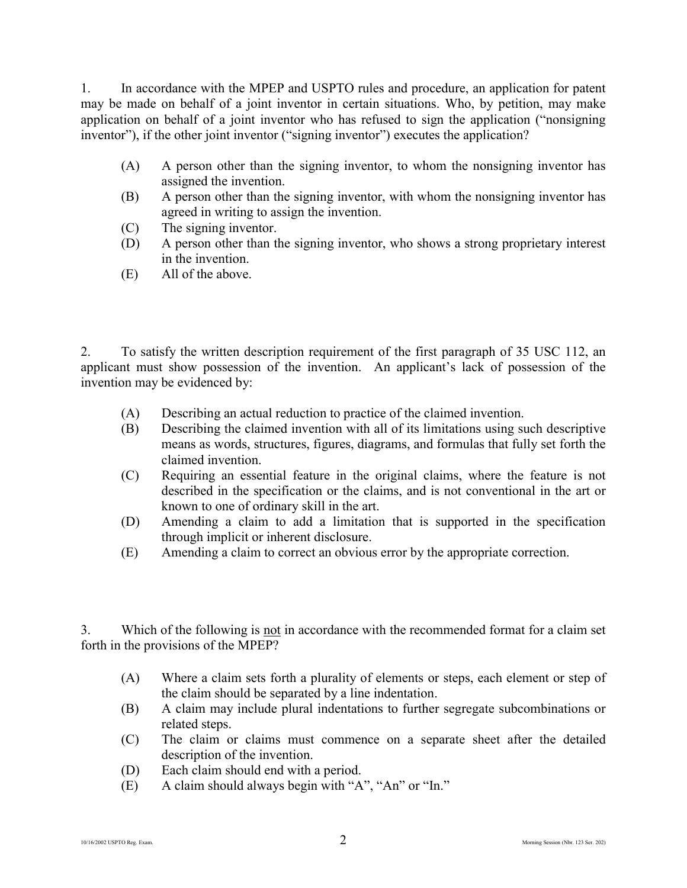1. In accordance with the MPEP and USPTO rules and procedure, an application for patent may be made on behalf of a joint inventor in certain situations. Who, by petition, may make application on behalf of a joint inventor who has refused to sign the application ("nonsigning inventor"), if the other joint inventor ("signing inventor") executes the application?

- (A) A person other than the signing inventor, to whom the nonsigning inventor has assigned the invention.
- (B) A person other than the signing inventor, with whom the nonsigning inventor has agreed in writing to assign the invention.
- (C) The signing inventor.
- (D) A person other than the signing inventor, who shows a strong proprietary interest in the invention.
- (E) All of the above.

2. To satisfy the written description requirement of the first paragraph of 35 USC 112, an applicant must show possession of the invention. An applicant's lack of possession of the invention may be evidenced by:

- (A) Describing an actual reduction to practice of the claimed invention.
- (B) Describing the claimed invention with all of its limitations using such descriptive means as words, structures, figures, diagrams, and formulas that fully set forth the claimed invention.
- (C) Requiring an essential feature in the original claims, where the feature is not described in the specification or the claims, and is not conventional in the art or known to one of ordinary skill in the art.
- (D) Amending a claim to add a limitation that is supported in the specification through implicit or inherent disclosure.
- (E) Amending a claim to correct an obvious error by the appropriate correction.

3. Which of the following is <u>not</u> in accordance with the recommended format for a claim set forth in the provisions of the MPEP?

- (A) Where a claim sets forth a plurality of elements or steps, each element or step of the claim should be separated by a line indentation.
- (B) A claim may include plural indentations to further segregate subcombinations or related steps.
- (C) The claim or claims must commence on a separate sheet after the detailed description of the invention.
- (D) Each claim should end with a period.
- (E) A claim should always begin with "A", "An" or "In."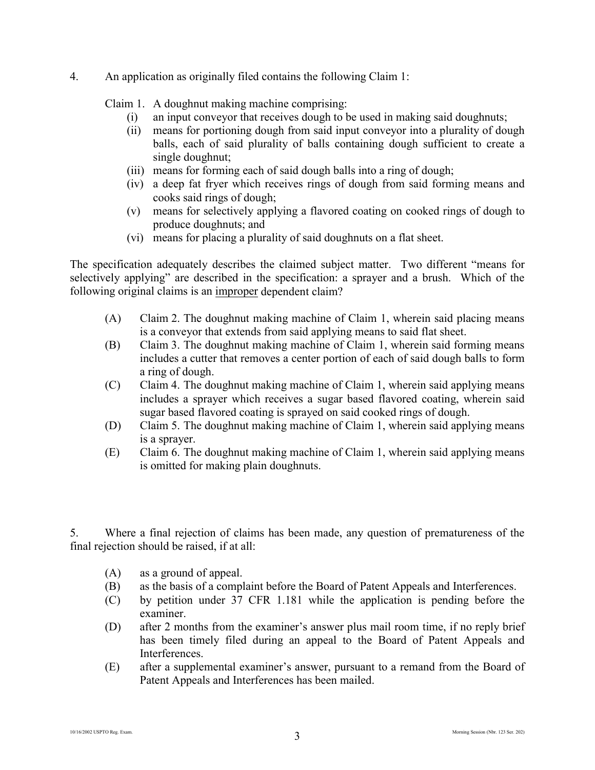4. An application as originally filed contains the following Claim 1:

Claim 1. A doughnut making machine comprising:

- (i) an input conveyor that receives dough to be used in making said doughnuts;
- (ii) means for portioning dough from said input conveyor into a plurality of dough balls, each of said plurality of balls containing dough sufficient to create a single doughnut;
- (iii) means for forming each of said dough balls into a ring of dough;
- (iv) a deep fat fryer which receives rings of dough from said forming means and cooks said rings of dough;
- (v) means for selectively applying a flavored coating on cooked rings of dough to produce doughnuts; and
- (vi) means for placing a plurality of said doughnuts on a flat sheet.

The specification adequately describes the claimed subject matter. Two different "means for selectively applying" are described in the specification: a sprayer and a brush. Which of the following original claims is an <u>improper</u> dependent claim?

- (A) Claim 2. The doughnut making machine of Claim 1, wherein said placing means is a conveyor that extends from said applying means to said flat sheet.
- (B) Claim 3. The doughnut making machine of Claim 1, wherein said forming means includes a cutter that removes a center portion of each of said dough balls to form a ring of dough.
- (C) Claim 4. The doughnut making machine of Claim 1, wherein said applying means includes a sprayer which receives a sugar based flavored coating, wherein said sugar based flavored coating is sprayed on said cooked rings of dough.
- (D) Claim 5. The doughnut making machine of Claim 1, wherein said applying means is a sprayer.
- (E) Claim 6. The doughnut making machine of Claim 1, wherein said applying means is omitted for making plain doughnuts.

5. Where a final rejection of claims has been made, any question of prematureness of the final rejection should be raised, if at all:

- (A) as a ground of appeal.
- (B) as the basis of a complaint before the Board of Patent Appeals and Interferences.
- (C) by petition under 37 CFR 1.181 while the application is pending before the examiner.
- (D) after 2 months from the examiner's answer plus mail room time, if no reply brief has been timely filed during an appeal to the Board of Patent Appeals and Interferences.
- (E) after a supplemental examiner's answer, pursuant to a remand from the Board of Patent Appeals and Interferences has been mailed.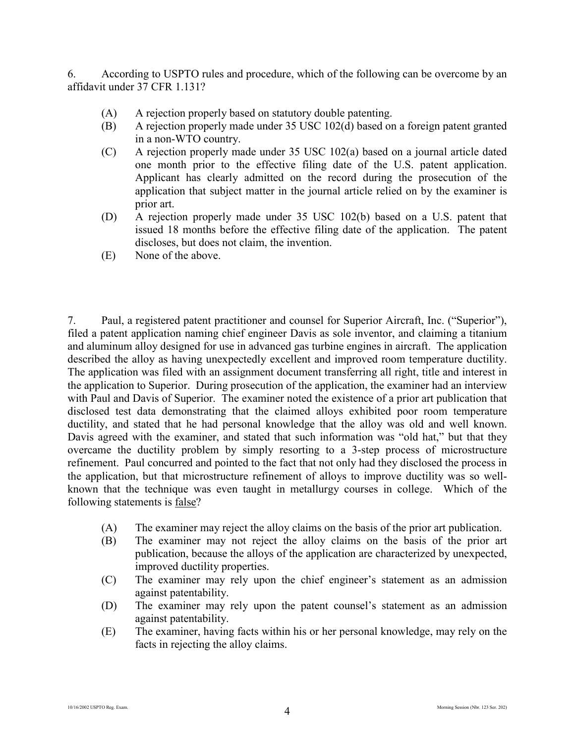6. According to USPTO rules and procedure, which of the following can be overcome by an affidavit under 37 CFR 1.131?

(A) A rejection properly based on statutory double patenting.
(B) A rejection properly made under 35 USC 102(d) based on a foreign patent granted in a non-WTO country.
(C) A rejection properly made under 35 USC 102(a) based on a journal article dated one month prior to the effective filing date of the U.S. patent application. Applicant has clearly admitted on the record during the prosecution of the application that subject matter in the journal article relied on by the examiner is prior art.
(D) A rejection properly made under 35 USC 102(b) based on a U.S. patent that issued 18 months before the effective filing date of the application. The patent discloses, but does not claim, the invention.
(E) None of the above.

7. Paul, a registered patent practitioner and counsel for Superior Aircraft, Inc. ("Superior"), filed a patent application naming chief engineer Davis as sole inventor, and claiming a titanium and aluminum alloy designed for use in advanced gas turbine engines in aircraft. The application described the alloy as having unexpectedly excellent and improved room temperature ductility. The application was filed with an assignment document transferring all right, title and interest in the application to Superior. During prosecution of the application, the examiner had an interview with Paul and Davis of Superior. The examiner noted the existence of a prior art publication that disclosed test data demonstrating that the claimed alloys exhibited poor room temperature ductility, and stated that he had personal knowledge that the alloy was old and well known. Davis agreed with the examiner, and stated that such information was "old hat," but that they overcame the ductility problem by simply resorting to a 3-step process of microstructure refinement. Paul concurred and pointed to the fact that not only had they disclosed the process in the application, but that microstructure refinement of alloys to improve ductility was so well-known that the technique was even taught in metallurgy courses in college. Which of the following statements is <u>false</u>?

(A) The examiner may reject the alloy claims on the basis of the prior art publication.
(B) The examiner may not reject the alloy claims on the basis of the prior art publication, because the alloys of the application are characterized by unexpected, improved ductility properties.
(C) The examiner may rely upon the chief engineer's statement as an admission against patentability.
(D) The examiner may rely upon the patent counsel's statement as an admission against patentability.
(E) The examiner, having facts within his or her personal knowledge, may rely on the facts in rejecting the alloy claims.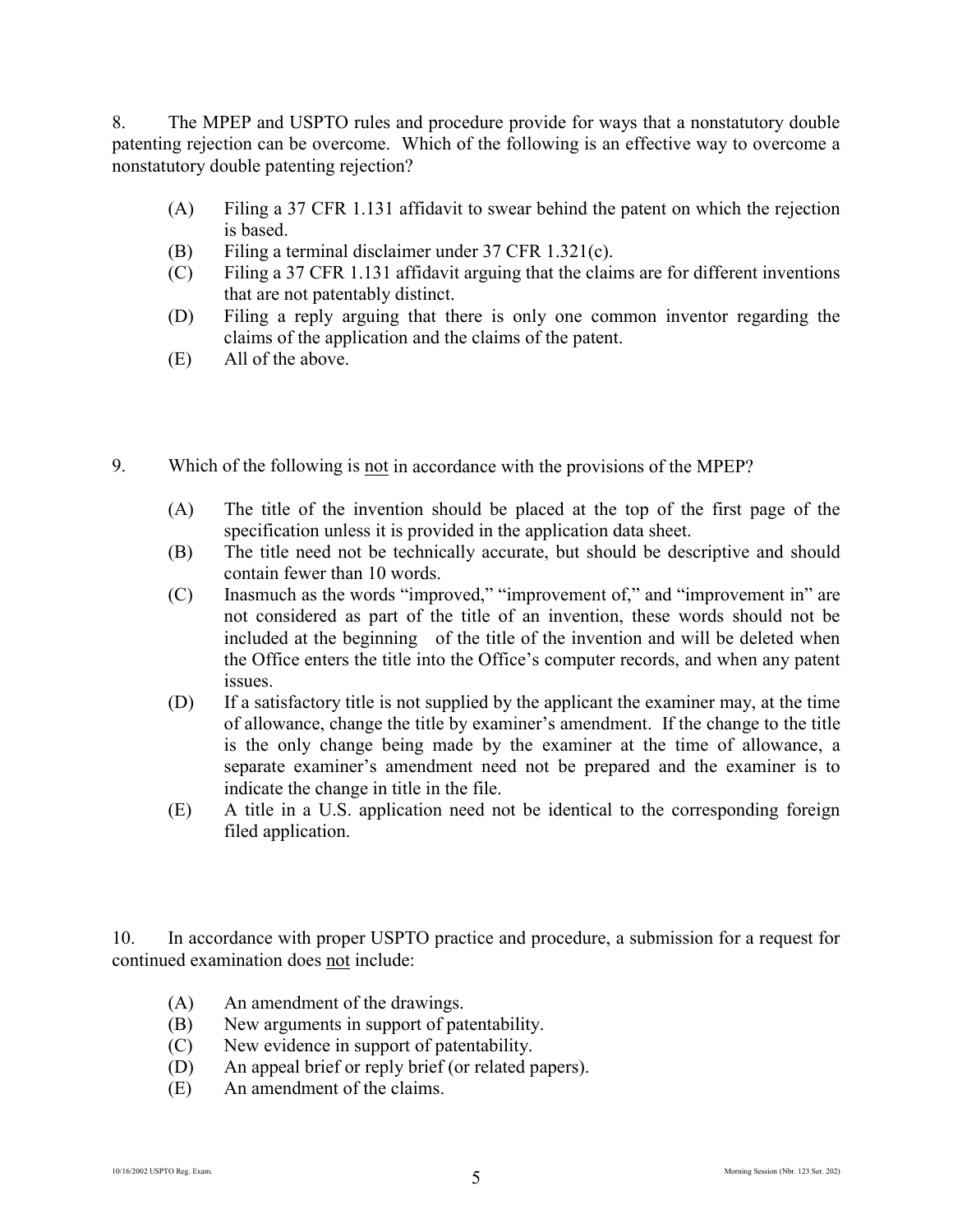8. The MPEP and USPTO rules and procedure provide for ways that a nonstatutory double patenting rejection can be overcome. Which of the following is an effective way to overcome a nonstatutory double patenting rejection?

- (A) Filing a 37 CFR 1.131 affidavit to swear behind the patent on which the rejection is based.
- (B) Filing a terminal disclaimer under 37 CFR 1.321(c).
- (C) Filing a 37 CFR 1.131 affidavit arguing that the claims are for different inventions that are not patentably distinct.
- (D) Filing a reply arguing that there is only one common inventor regarding the claims of the application and the claims of the patent.
- (E) All of the above.

9. Which of the following is <u>not</u> in accordance with the provisions of the MPEP?

- (A) The title of the invention should be placed at the top of the first page of the specification unless it is provided in the application data sheet.
- (B) The title need not be technically accurate, but should be descriptive and should contain fewer than 10 words.
- (C) Inasmuch as the words "improved," "improvement of," and "improvement in" are not considered as part of the title of an invention, these words should not be included at the beginning of the title of the invention and will be deleted when the Office enters the title into the Office's computer records, and when any patent issues.
- (D) If a satisfactory title is not supplied by the applicant the examiner may, at the time of allowance, change the title by examiner's amendment. If the change to the title is the only change being made by the examiner at the time of allowance, a separate examiner's amendment need not be prepared and the examiner is to indicate the change in title in the file.
- (E) A title in a U.S. application need not be identical to the corresponding foreign filed application.

10. In accordance with proper USPTO practice and procedure, a submission for a request for continued examination does <u>not</u> include:

- (A) An amendment of the drawings.
- (B) New arguments in support of patentability.
- (C) New evidence in support of patentability.
- (D) An appeal brief or reply brief (or related papers).
- (E) An amendment of the claims.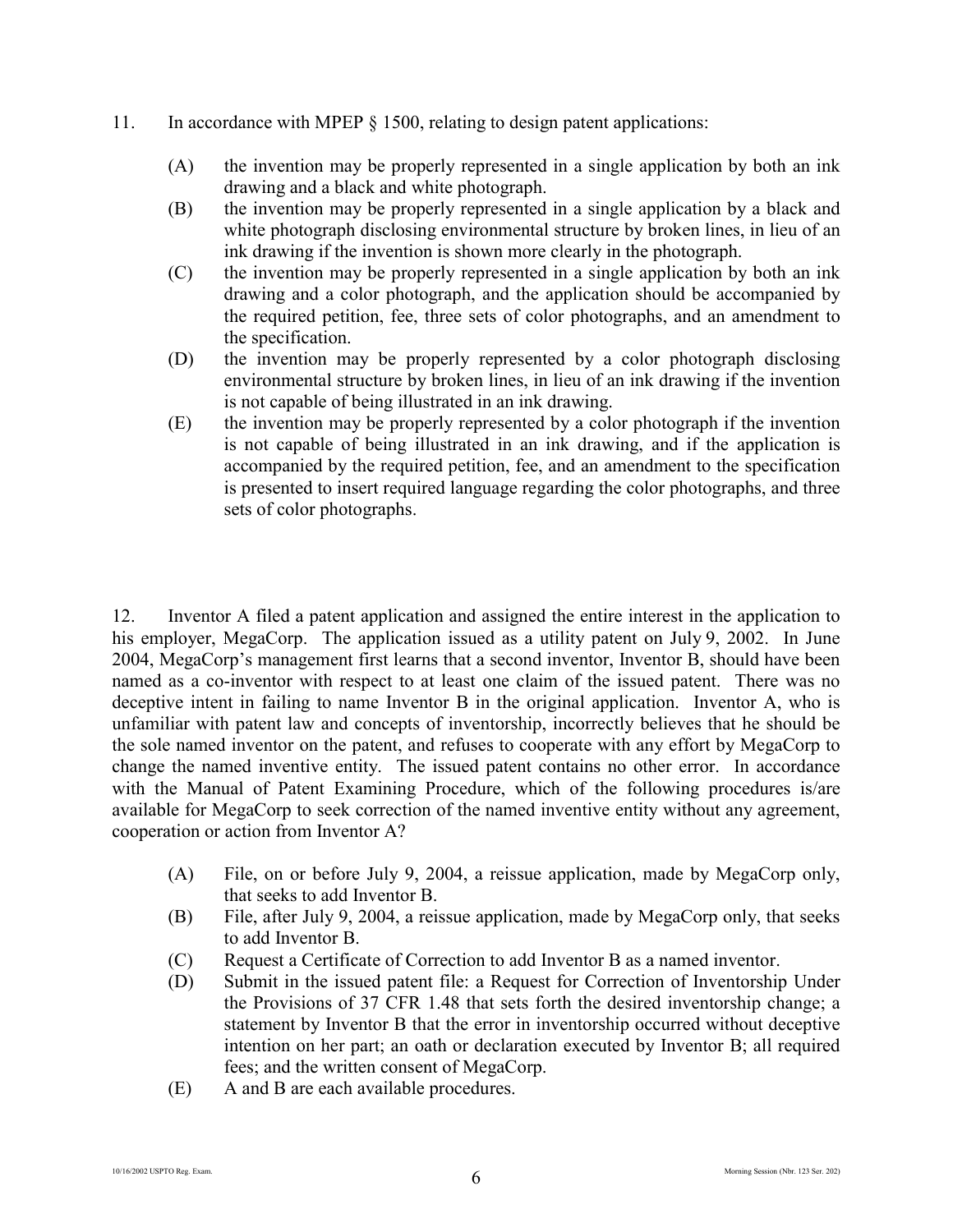11. In accordance with MPEP § 1500, relating to design patent applications:

   (A) the invention may be properly represented in a single application by both an ink drawing and a black and white photograph.
   (B) the invention may be properly represented in a single application by a black and white photograph disclosing environmental structure by broken lines, in lieu of an ink drawing if the invention is shown more clearly in the photograph.
   (C) the invention may be properly represented in a single application by both an ink drawing and a color photograph, and the application should be accompanied by the required petition, fee, three sets of color photographs, and an amendment to the specification.
   (D) the invention may be properly represented by a color photograph disclosing environmental structure by broken lines, in lieu of an ink drawing if the invention is not capable of being illustrated in an ink drawing.
   (E) the invention may be properly represented by a color photograph if the invention is not capable of being illustrated in an ink drawing, and if the application is accompanied by the required petition, fee, and an amendment to the specification is presented to insert required language regarding the color photographs, and three sets of color photographs.

12. Inventor A filed a patent application and assigned the entire interest in the application to his employer, MegaCorp. The application issued as a utility patent on July 9, 2002. In June 2004, MegaCorp's management first learns that a second inventor, Inventor B, should have been named as a co-inventor with respect to at least one claim of the issued patent. There was no deceptive intent in failing to name Inventor B in the original application. Inventor A, who is unfamiliar with patent law and concepts of inventorship, incorrectly believes that he should be the sole named inventor on the patent, and refuses to cooperate with any effort by MegaCorp to change the named inventive entity. The issued patent contains no other error. In accordance with the Manual of Patent Examining Procedure, which of the following procedures is/are available for MegaCorp to seek correction of the named inventive entity without any agreement, cooperation or action from Inventor A?

   (A) File, on or before July 9, 2004, a reissue application, made by MegaCorp only, that seeks to add Inventor B.
   (B) File, after July 9, 2004, a reissue application, made by MegaCorp only, that seeks to add Inventor B.
   (C) Request a Certificate of Correction to add Inventor B as a named inventor.
   (D) Submit in the issued patent file: a Request for Correction of Inventorship Under the Provisions of 37 CFR 1.48 that sets forth the desired inventorship change; a statement by Inventor B that the error in inventorship occurred without deceptive intention on her part; an oath or declaration executed by Inventor B; all required fees; and the written consent of MegaCorp.
   (E) A and B are each available procedures.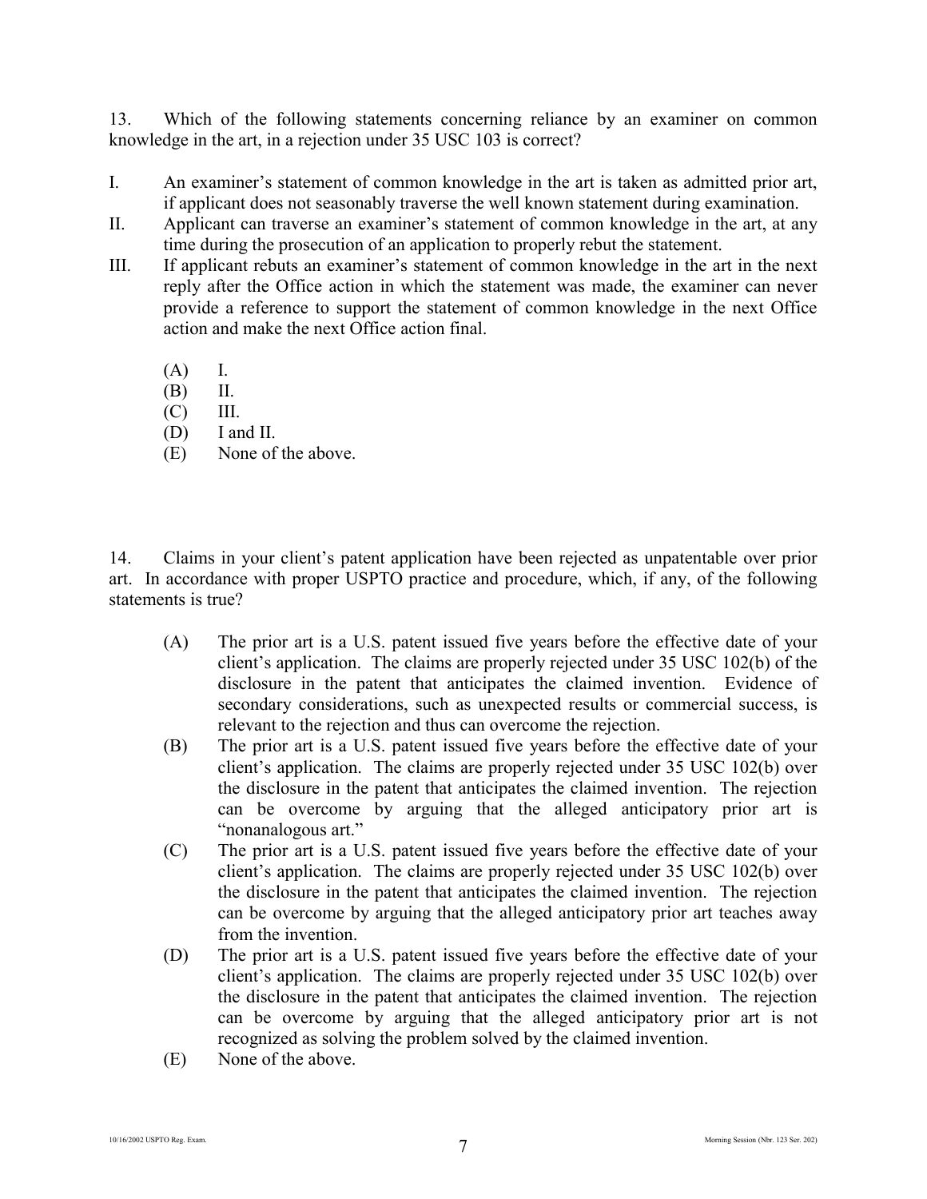13. Which of the following statements concerning reliance by an examiner on common knowledge in the art, in a rejection under 35 USC 103 is correct?

I. An examiner's statement of common knowledge in the art is taken as admitted prior art, if applicant does not seasonably traverse the well known statement during examination.

II. Applicant can traverse an examiner's statement of common knowledge in the art, at any time during the prosecution of an application to properly rebut the statement.

III. If applicant rebuts an examiner's statement of common knowledge in the art in the next reply after the Office action in which the statement was made, the examiner can never provide a reference to support the statement of common knowledge in the next Office action and make the next Office action final.

(A) I.
(B) II.
(C) III.
(D) I and II.
(E) None of the above.

14. Claims in your client's patent application have been rejected as unpatentable over prior art. In accordance with proper USPTO practice and procedure, which, if any, of the following statements is true?

(A) The prior art is a U.S. patent issued five years before the effective date of your client's application. The claims are properly rejected under 35 USC 102(b) of the disclosure in the patent that anticipates the claimed invention. Evidence of secondary considerations, such as unexpected results or commercial success, is relevant to the rejection and thus can overcome the rejection.

(B) The prior art is a U.S. patent issued five years before the effective date of your client's application. The claims are properly rejected under 35 USC 102(b) over the disclosure in the patent that anticipates the claimed invention. The rejection can be overcome by arguing that the alleged anticipatory prior art is "nonanalogous art."

(C) The prior art is a U.S. patent issued five years before the effective date of your client's application. The claims are properly rejected under 35 USC 102(b) over the disclosure in the patent that anticipates the claimed invention. The rejection can be overcome by arguing that the alleged anticipatory prior art teaches away from the invention.

(D) The prior art is a U.S. patent issued five years before the effective date of your client's application. The claims are properly rejected under 35 USC 102(b) over the disclosure in the patent that anticipates the claimed invention. The rejection can be overcome by arguing that the alleged anticipatory prior art is not recognized as solving the problem solved by the claimed invention.

(E) None of the above.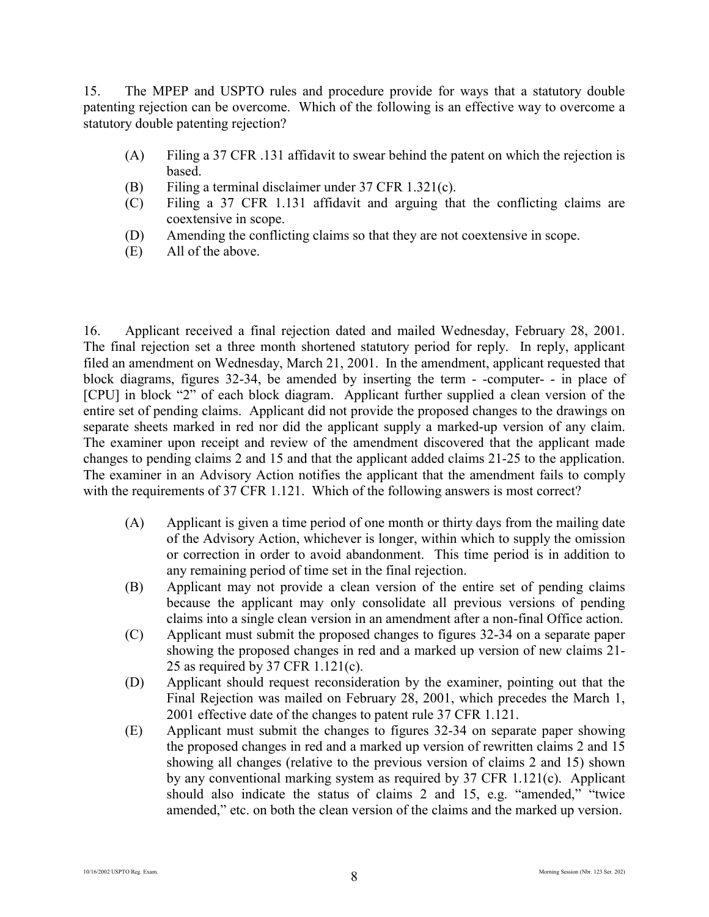15. The MPEP and USPTO rules and procedure provide for ways that a statutory double patenting rejection can be overcome. Which of the following is an effective way to overcome a statutory double patenting rejection?

(A) Filing a 37 CFR .131 affidavit to swear behind the patent on which the rejection is based.
(B) Filing a terminal disclaimer under 37 CFR 1.321(c).
(C) Filing a 37 CFR 1.131 affidavit and arguing that the conflicting claims are coextensive in scope.
(D) Amending the conflicting claims so that they are not coextensive in scope.
(E) All of the above.

16. Applicant received a final rejection dated and mailed Wednesday, February 28, 2001. The final rejection set a three month shortened statutory period for reply. In reply, applicant filed an amendment on Wednesday, March 21, 2001. In the amendment, applicant requested that block diagrams, figures 32-34, be amended by inserting the term - -computer- - in place of [CPU] in block "2" of each block diagram. Applicant further supplied a clean version of the entire set of pending claims. Applicant did not provide the proposed changes to the drawings on separate sheets marked in red nor did the applicant supply a marked-up version of any claim. The examiner upon receipt and review of the amendment discovered that the applicant made changes to pending claims 2 and 15 and that the applicant added claims 21-25 to the application. The examiner in an Advisory Action notifies the applicant that the amendment fails to comply with the requirements of 37 CFR 1.121. Which of the following answers is most correct?

(A) Applicant is given a time period of one month or thirty days from the mailing date of the Advisory Action, whichever is longer, within which to supply the omission or correction in order to avoid abandonment. This time period is in addition to any remaining period of time set in the final rejection.
(B) Applicant may not provide a clean version of the entire set of pending claims because the applicant may only consolidate all previous versions of pending claims into a single clean version in an amendment after a non-final Office action.
(C) Applicant must submit the proposed changes to figures 32-34 on a separate paper showing the proposed changes in red and a marked up version of new claims 21-25 as required by 37 CFR 1.121(c).
(D) Applicant should request reconsideration by the examiner, pointing out that the Final Rejection was mailed on February 28, 2001, which precedes the March 1, 2001 effective date of the changes to patent rule 37 CFR 1.121.
(E) Applicant must submit the changes to figures 32-34 on separate paper showing the proposed changes in red and a marked up version of rewritten claims 2 and 15 showing all changes (relative to the previous version of claims 2 and 15) shown by any conventional marking system as required by 37 CFR 1.121(c). Applicant should also indicate the status of claims 2 and 15, e.g. "amended," "twice amended," etc. on both the clean version of the claims and the marked up version.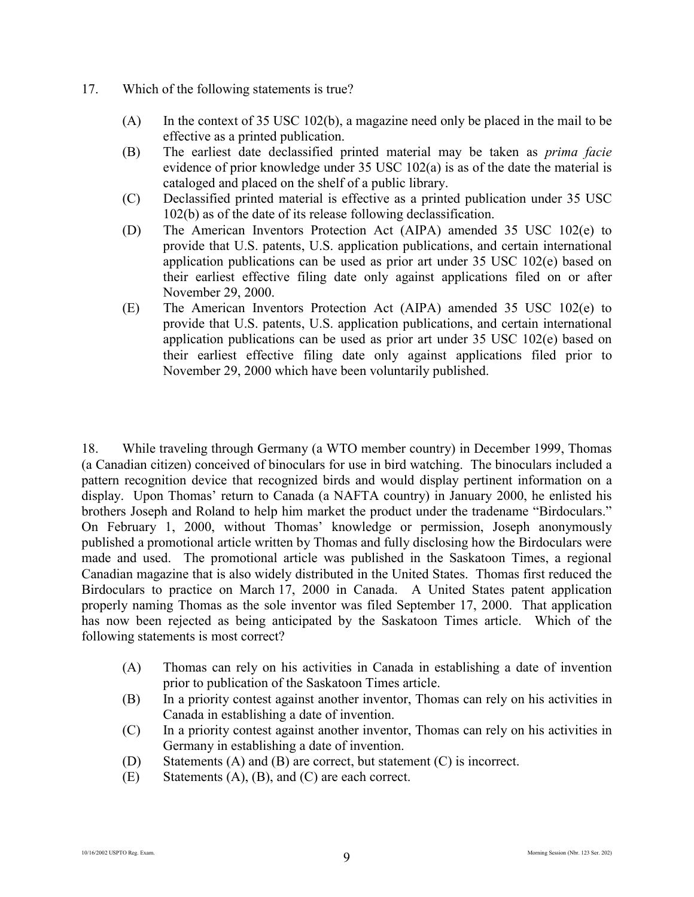17. Which of the following statements is true?

(A) In the context of 35 USC 102(b), a magazine need only be placed in the mail to be effective as a printed publication.

(B) The earliest date declassified printed material may be taken as *prima facie* evidence of prior knowledge under 35 USC 102(a) is as of the date the material is cataloged and placed on the shelf of a public library.

(C) Declassified printed material is effective as a printed publication under 35 USC 102(b) as of the date of its release following declassification.

(D) The American Inventors Protection Act (AIPA) amended 35 USC 102(e) to provide that U.S. patents, U.S. application publications, and certain international application publications can be used as prior art under 35 USC 102(e) based on their earliest effective filing date only against applications filed on or after November 29, 2000.

(E) The American Inventors Protection Act (AIPA) amended 35 USC 102(e) to provide that U.S. patents, U.S. application publications, and certain international application publications can be used as prior art under 35 USC 102(e) based on their earliest effective filing date only against applications filed prior to November 29, 2000 which have been voluntarily published.

18. While traveling through Germany (a WTO member country) in December 1999, Thomas (a Canadian citizen) conceived of binoculars for use in bird watching. The binoculars included a pattern recognition device that recognized birds and would display pertinent information on a display. Upon Thomas' return to Canada (a NAFTA country) in January 2000, he enlisted his brothers Joseph and Roland to help him market the product under the tradename "Birdoculars." On February 1, 2000, without Thomas' knowledge or permission, Joseph anonymously published a promotional article written by Thomas and fully disclosing how the Birdoculars were made and used. The promotional article was published in the Saskatoon Times, a regional Canadian magazine that is also widely distributed in the United States. Thomas first reduced the Birdoculars to practice on March 17, 2000 in Canada. A United States patent application properly naming Thomas as the sole inventor was filed September 17, 2000. That application has now been rejected as being anticipated by the Saskatoon Times article. Which of the following statements is most correct?

(A) Thomas can rely on his activities in Canada in establishing a date of invention prior to publication of the Saskatoon Times article.

(B) In a priority contest against another inventor, Thomas can rely on his activities in Canada in establishing a date of invention.

(C) In a priority contest against another inventor, Thomas can rely on his activities in Germany in establishing a date of invention.

(D) Statements (A) and (B) are correct, but statement (C) is incorrect.

(E) Statements (A), (B), and (C) are each correct.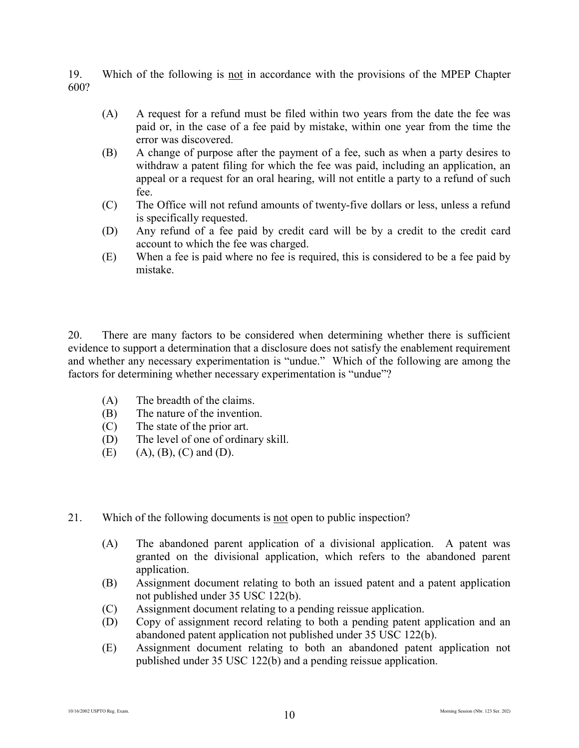19. Which of the following is <u>not</u> in accordance with the provisions of the MPEP Chapter 600?

- (A) A request for a refund must be filed within two years from the date the fee was paid or, in the case of a fee paid by mistake, within one year from the time the error was discovered.
- (B) A change of purpose after the payment of a fee, such as when a party desires to withdraw a patent filing for which the fee was paid, including an application, an appeal or a request for an oral hearing, will not entitle a party to a refund of such fee.
- (C) The Office will not refund amounts of twenty-five dollars or less, unless a refund is specifically requested.
- (D) Any refund of a fee paid by credit card will be by a credit to the credit card account to which the fee was charged.
- (E) When a fee is paid where no fee is required, this is considered to be a fee paid by mistake.

20. There are many factors to be considered when determining whether there is sufficient evidence to support a determination that a disclosure does not satisfy the enablement requirement and whether any necessary experimentation is "undue." Which of the following are among the factors for determining whether necessary experimentation is "undue"?

- (A) The breadth of the claims.
- (B) The nature of the invention.
- (C) The state of the prior art.
- (D) The level of one of ordinary skill.
- (E) (A), (B), (C) and (D).

21. Which of the following documents is <u>not</u> open to public inspection?

- (A) The abandoned parent application of a divisional application. A patent was granted on the divisional application, which refers to the abandoned parent application.
- (B) Assignment document relating to both an issued patent and a patent application not published under 35 USC 122(b).
- (C) Assignment document relating to a pending reissue application.
- (D) Copy of assignment record relating to both a pending patent application and an abandoned patent application not published under 35 USC 122(b).
- (E) Assignment document relating to both an abandoned patent application not published under 35 USC 122(b) and a pending reissue application.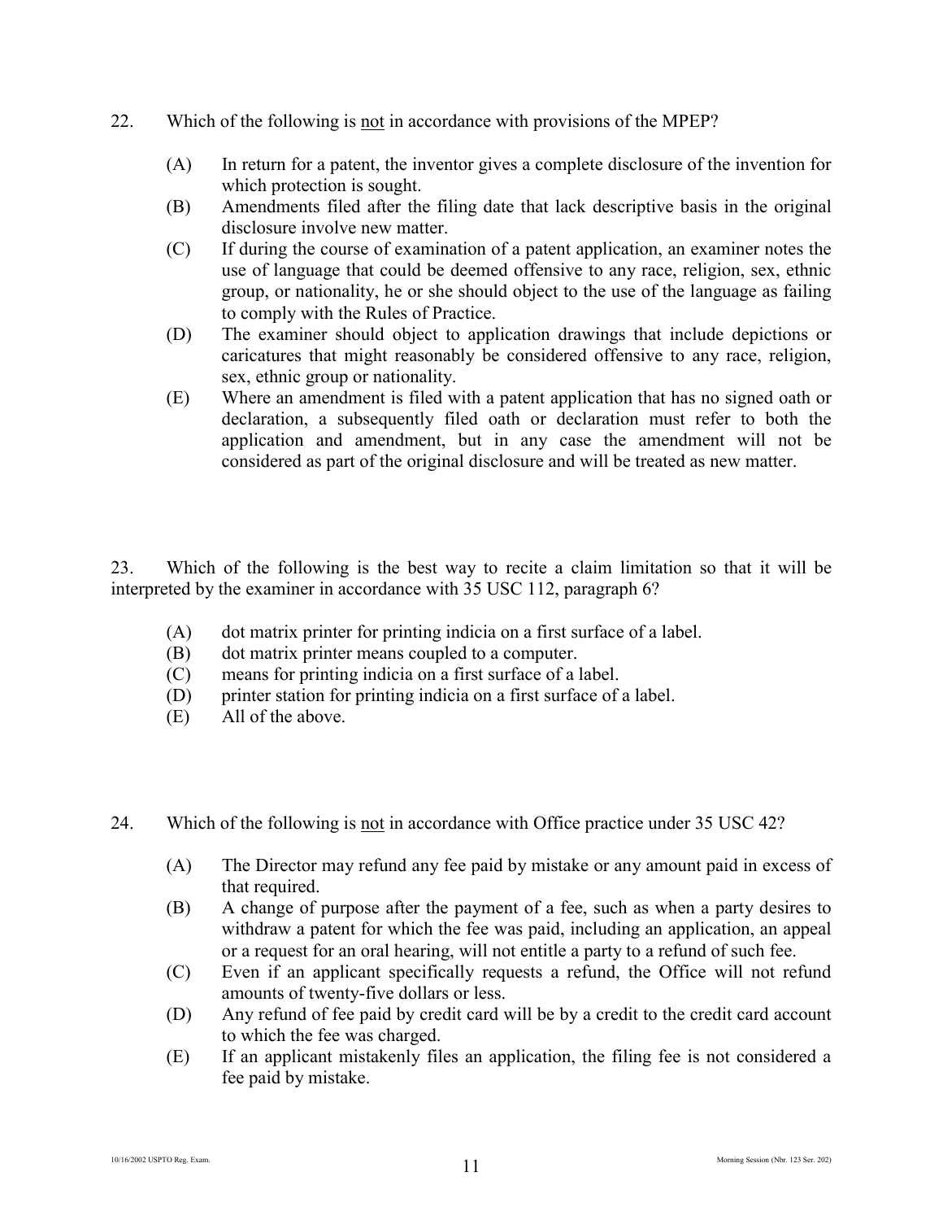22. Which of the following is <u>not</u> in accordance with provisions of the MPEP?

(A) In return for a patent, the inventor gives a complete disclosure of the invention for which protection is sought.

(B) Amendments filed after the filing date that lack descriptive basis in the original disclosure involve new matter.

(C) If during the course of examination of a patent application, an examiner notes the use of language that could be deemed offensive to any race, religion, sex, ethnic group, or nationality, he or she should object to the use of the language as failing to comply with the Rules of Practice.

(D) The examiner should object to application drawings that include depictions or caricatures that might reasonably be considered offensive to any race, religion, sex, ethnic group or nationality.

(E) Where an amendment is filed with a patent application that has no signed oath or declaration, a subsequently filed oath or declaration must refer to both the application and amendment, but in any case the amendment will not be considered as part of the original disclosure and will be treated as new matter.

23. Which of the following is the best way to recite a claim limitation so that it will be interpreted by the examiner in accordance with 35 USC 112, paragraph 6?

(A) dot matrix printer for printing indicia on a first surface of a label.

(B) dot matrix printer means coupled to a computer.

(C) means for printing indicia on a first surface of a label.

(D) printer station for printing indicia on a first surface of a label.

(E) All of the above.

24. Which of the following is <u>not</u> in accordance with Office practice under 35 USC 42?

(A) The Director may refund any fee paid by mistake or any amount paid in excess of that required.

(B) A change of purpose after the payment of a fee, such as when a party desires to withdraw a patent for which the fee was paid, including an application, an appeal or a request for an oral hearing, will not entitle a party to a refund of such fee.

(C) Even if an applicant specifically requests a refund, the Office will not refund amounts of twenty-five dollars or less.

(D) Any refund of fee paid by credit card will be by a credit to the credit card account to which the fee was charged.

(E) If an applicant mistakenly files an application, the filing fee is not considered a fee paid by mistake.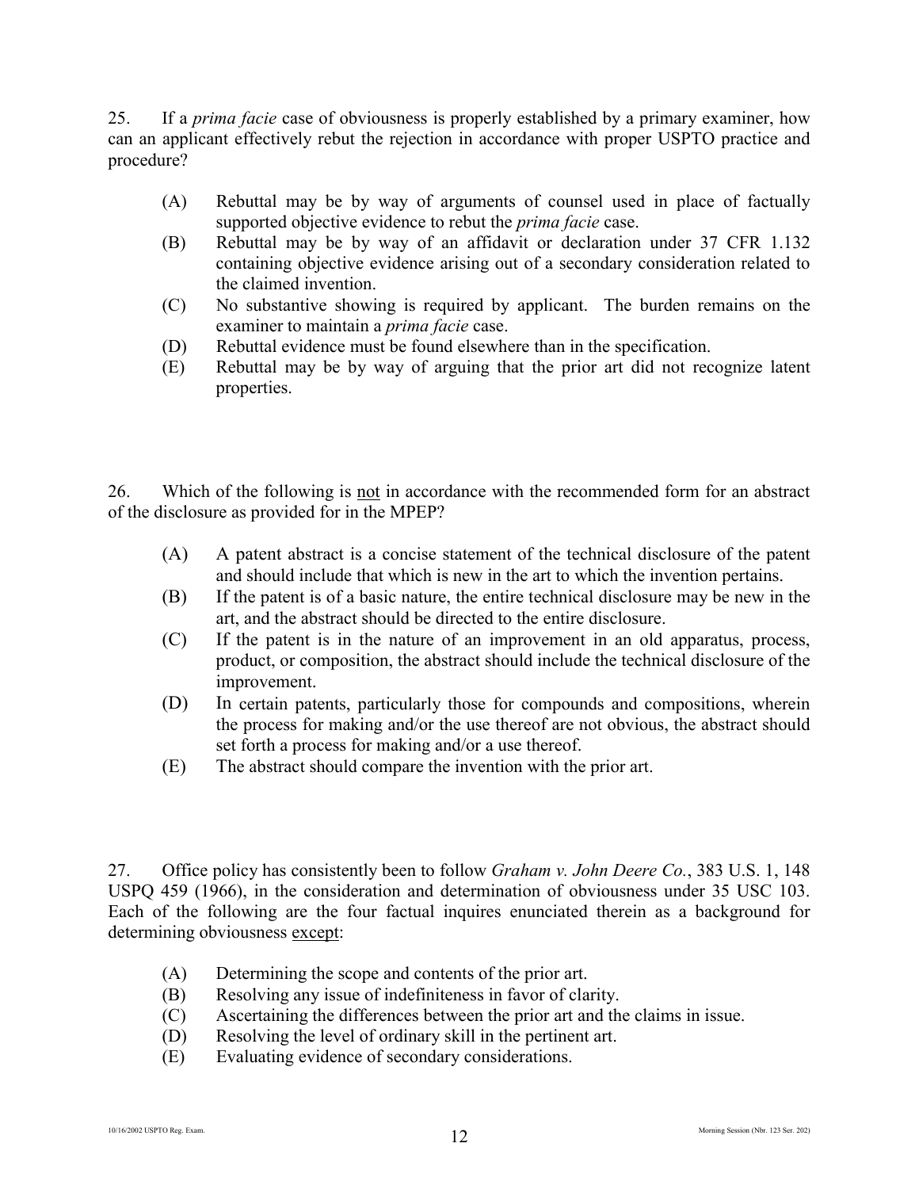25. If a *prima facie* case of obviousness is properly established by a primary examiner, how can an applicant effectively rebut the rejection in accordance with proper USPTO practice and procedure?

(A) Rebuttal may be by way of arguments of counsel used in place of factually supported objective evidence to rebut the *prima facie* case.
(B) Rebuttal may be by way of an affidavit or declaration under 37 CFR 1.132 containing objective evidence arising out of a secondary consideration related to the claimed invention.
(C) No substantive showing is required by applicant. The burden remains on the examiner to maintain a *prima facie* case.
(D) Rebuttal evidence must be found elsewhere than in the specification.
(E) Rebuttal may be by way of arguing that the prior art did not recognize latent properties.

26. Which of the following is not in accordance with the recommended form for an abstract of the disclosure as provided for in the MPEP?

(A) A patent abstract is a concise statement of the technical disclosure of the patent and should include that which is new in the art to which the invention pertains.
(B) If the patent is of a basic nature, the entire technical disclosure may be new in the art, and the abstract should be directed to the entire disclosure.
(C) If the patent is in the nature of an improvement in an old apparatus, process, product, or composition, the abstract should include the technical disclosure of the improvement.
(D) In certain patents, particularly those for compounds and compositions, wherein the process for making and/or the use thereof are not obvious, the abstract should set forth a process for making and/or a use thereof.
(E) The abstract should compare the invention with the prior art.

27. Office policy has consistently been to follow *Graham v. John Deere Co.*, 383 U.S. 1, 148 USPQ 459 (1966), in the consideration and determination of obviousness under 35 USC 103. Each of the following are the four factual inquires enunciated therein as a background for determining obviousness except:

(A) Determining the scope and contents of the prior art.
(B) Resolving any issue of indefiniteness in favor of clarity.
(C) Ascertaining the differences between the prior art and the claims in issue.
(D) Resolving the level of ordinary skill in the pertinent art.
(E) Evaluating evidence of secondary considerations.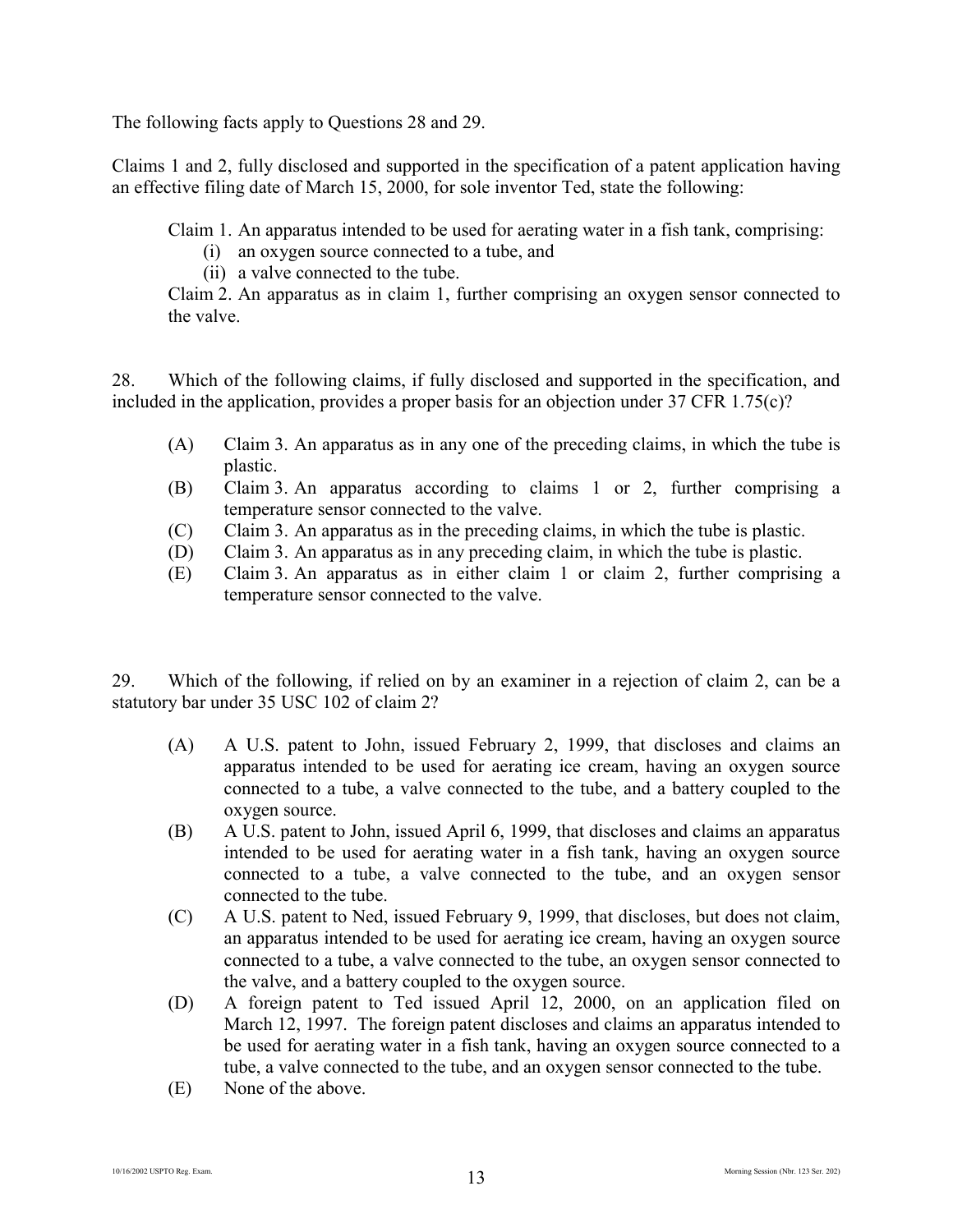The following facts apply to Questions 28 and 29.

Claims 1 and 2, fully disclosed and supported in the specification of a patent application having an effective filing date of March 15, 2000, for sole inventor Ted, state the following:

> Claim 1. An apparatus intended to be used for aerating water in a fish tank, comprising:
>
> (i) an oxygen source connected to a tube, and
>
> (ii) a valve connected to the tube.
>
> Claim 2. An apparatus as in claim 1, further comprising an oxygen sensor connected to the valve.

28. Which of the following claims, if fully disclosed and supported in the specification, and included in the application, provides a proper basis for an objection under 37 CFR 1.75(c)?

(A) Claim 3. An apparatus as in any one of the preceding claims, in which the tube is plastic.

(B) Claim 3. An apparatus according to claims 1 or 2, further comprising a temperature sensor connected to the valve.

(C) Claim 3. An apparatus as in the preceding claims, in which the tube is plastic.

(D) Claim 3. An apparatus as in any preceding claim, in which the tube is plastic.

(E) Claim 3. An apparatus as in either claim 1 or claim 2, further comprising a temperature sensor connected to the valve.

29. Which of the following, if relied on by an examiner in a rejection of claim 2, can be a statutory bar under 35 USC 102 of claim 2?

(A) A U.S. patent to John, issued February 2, 1999, that discloses and claims an apparatus intended to be used for aerating ice cream, having an oxygen source connected to a tube, a valve connected to the tube, and a battery coupled to the oxygen source.

(B) A U.S. patent to John, issued April 6, 1999, that discloses and claims an apparatus intended to be used for aerating water in a fish tank, having an oxygen source connected to a tube, a valve connected to the tube, and an oxygen sensor connected to the tube.

(C) A U.S. patent to Ned, issued February 9, 1999, that discloses, but does not claim, an apparatus intended to be used for aerating ice cream, having an oxygen source connected to a tube, a valve connected to the tube, an oxygen sensor connected to the valve, and a battery coupled to the oxygen source.

(D) A foreign patent to Ted issued April 12, 2000, on an application filed on March 12, 1997. The foreign patent discloses and claims an apparatus intended to be used for aerating water in a fish tank, having an oxygen source connected to a tube, a valve connected to the tube, and an oxygen sensor connected to the tube.

(E) None of the above.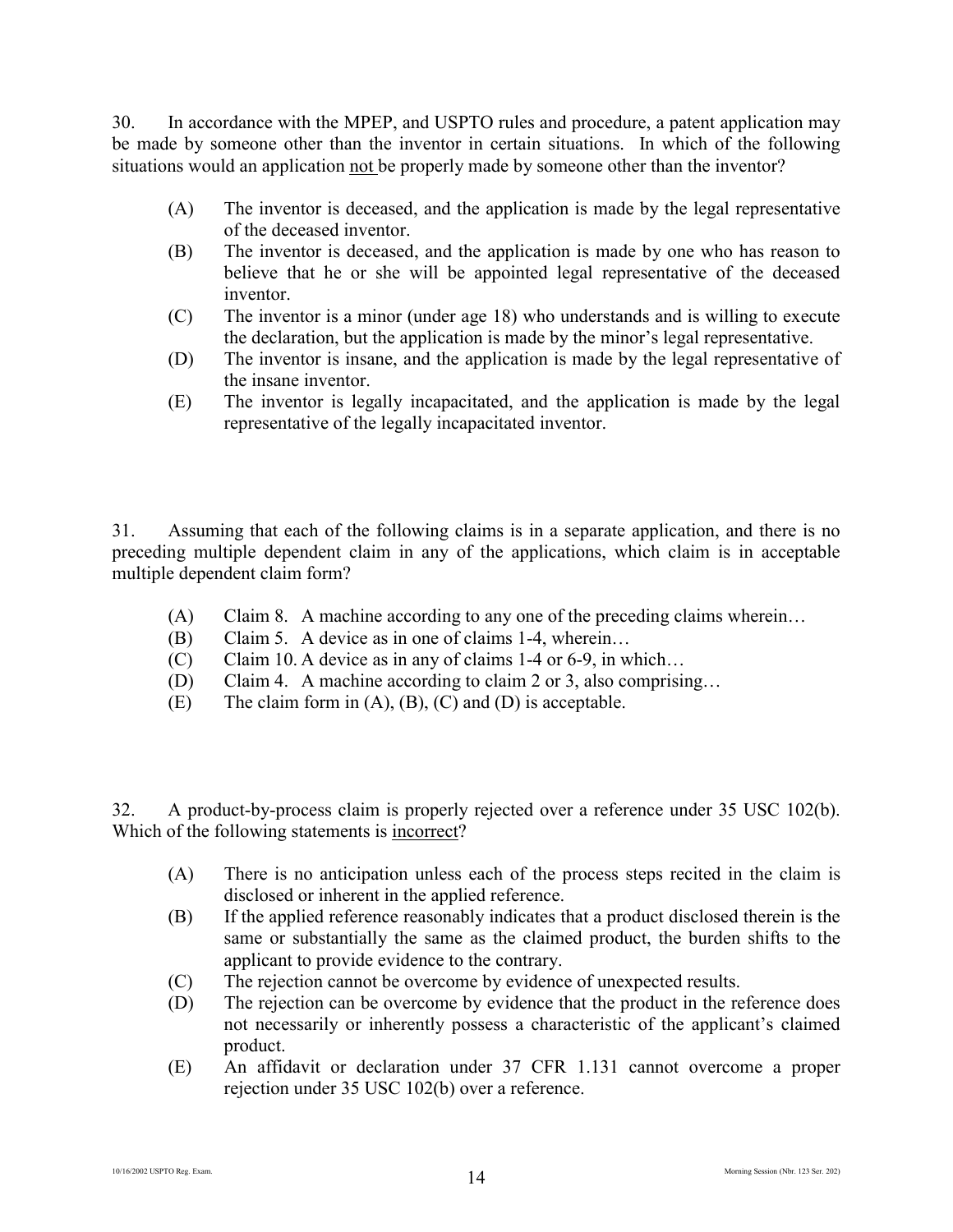30. In accordance with the MPEP, and USPTO rules and procedure, a patent application may be made by someone other than the inventor in certain situations. In which of the following situations would an application not be properly made by someone other than the inventor?

(A) The inventor is deceased, and the application is made by the legal representative of the deceased inventor.
(B) The inventor is deceased, and the application is made by one who has reason to believe that he or she will be appointed legal representative of the deceased inventor.
(C) The inventor is a minor (under age 18) who understands and is willing to execute the declaration, but the application is made by the minor's legal representative.
(D) The inventor is insane, and the application is made by the legal representative of the insane inventor.
(E) The inventor is legally incapacitated, and the application is made by the legal representative of the legally incapacitated inventor.

31. Assuming that each of the following claims is in a separate application, and there is no preceding multiple dependent claim in any of the applications, which claim is in acceptable multiple dependent claim form?

(A) Claim 8. A machine according to any one of the preceding claims wherein…
(B) Claim 5. A device as in one of claims 1-4, wherein…
(C) Claim 10. A device as in any of claims 1-4 or 6-9, in which…
(D) Claim 4. A machine according to claim 2 or 3, also comprising…
(E) The claim form in (A), (B), (C) and (D) is acceptable.

32. A product-by-process claim is properly rejected over a reference under 35 USC 102(b). Which of the following statements is incorrect?

(A) There is no anticipation unless each of the process steps recited in the claim is disclosed or inherent in the applied reference.
(B) If the applied reference reasonably indicates that a product disclosed therein is the same or substantially the same as the claimed product, the burden shifts to the applicant to provide evidence to the contrary.
(C) The rejection cannot be overcome by evidence of unexpected results.
(D) The rejection can be overcome by evidence that the product in the reference does not necessarily or inherently possess a characteristic of the applicant's claimed product.
(E) An affidavit or declaration under 37 CFR 1.131 cannot overcome a proper rejection under 35 USC 102(b) over a reference.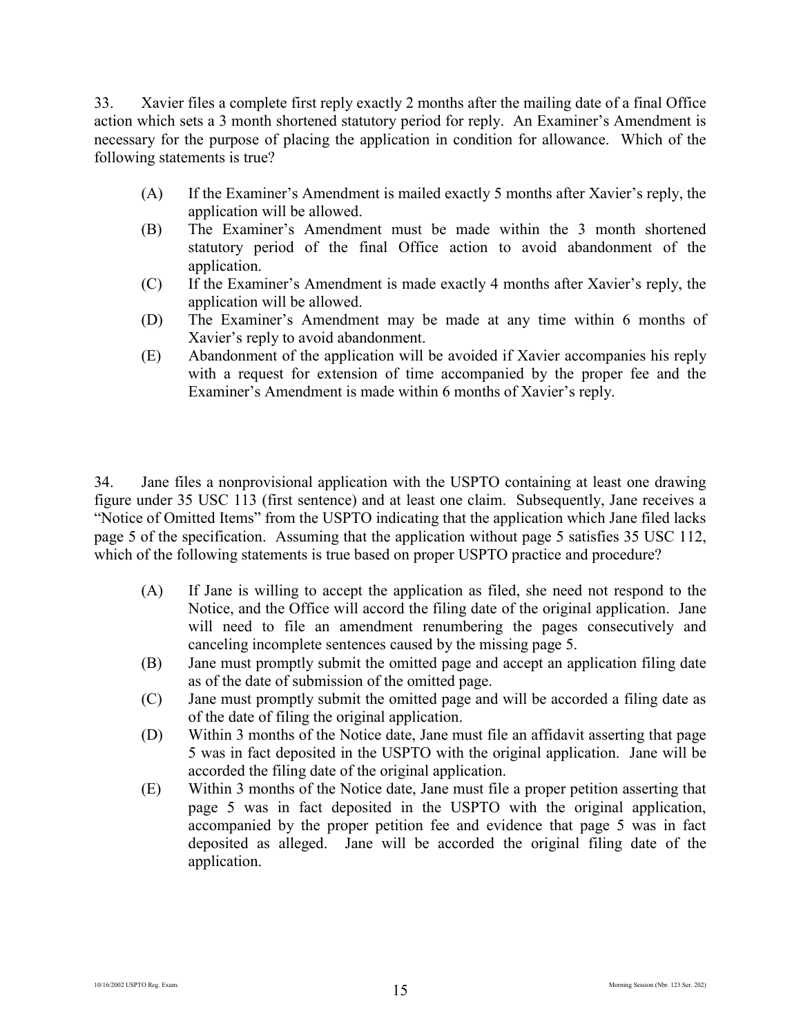33. Xavier files a complete first reply exactly 2 months after the mailing date of a final Office action which sets a 3 month shortened statutory period for reply. An Examiner's Amendment is necessary for the purpose of placing the application in condition for allowance. Which of the following statements is true?

(A) If the Examiner's Amendment is mailed exactly 5 months after Xavier's reply, the application will be allowed.

(B) The Examiner's Amendment must be made within the 3 month shortened statutory period of the final Office action to avoid abandonment of the application.

(C) If the Examiner's Amendment is made exactly 4 months after Xavier's reply, the application will be allowed.

(D) The Examiner's Amendment may be made at any time within 6 months of Xavier's reply to avoid abandonment.

(E) Abandonment of the application will be avoided if Xavier accompanies his reply with a request for extension of time accompanied by the proper fee and the Examiner's Amendment is made within 6 months of Xavier's reply.

34. Jane files a nonprovisional application with the USPTO containing at least one drawing figure under 35 USC 113 (first sentence) and at least one claim. Subsequently, Jane receives a "Notice of Omitted Items" from the USPTO indicating that the application which Jane filed lacks page 5 of the specification. Assuming that the application without page 5 satisfies 35 USC 112, which of the following statements is true based on proper USPTO practice and procedure?

(A) If Jane is willing to accept the application as filed, she need not respond to the Notice, and the Office will accord the filing date of the original application. Jane will need to file an amendment renumbering the pages consecutively and canceling incomplete sentences caused by the missing page 5.

(B) Jane must promptly submit the omitted page and accept an application filing date as of the date of submission of the omitted page.

(C) Jane must promptly submit the omitted page and will be accorded a filing date as of the date of filing the original application.

(D) Within 3 months of the Notice date, Jane must file an affidavit asserting that page 5 was in fact deposited in the USPTO with the original application. Jane will be accorded the filing date of the original application.

(E) Within 3 months of the Notice date, Jane must file a proper petition asserting that page 5 was in fact deposited in the USPTO with the original application, accompanied by the proper petition fee and evidence that page 5 was in fact deposited as alleged. Jane will be accorded the original filing date of the application.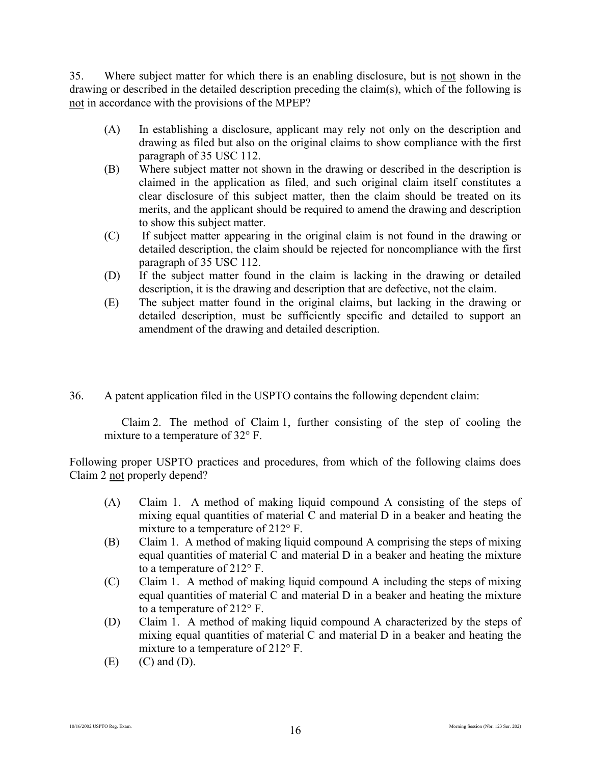35. Where subject matter for which there is an enabling disclosure, but is not shown in the drawing or described in the detailed description preceding the claim(s), which of the following is not in accordance with the provisions of the MPEP?

(A) In establishing a disclosure, applicant may rely not only on the description and drawing as filed but also on the original claims to show compliance with the first paragraph of 35 USC 112.

(B) Where subject matter not shown in the drawing or described in the description is claimed in the application as filed, and such original claim itself constitutes a clear disclosure of this subject matter, then the claim should be treated on its merits, and the applicant should be required to amend the drawing and description to show this subject matter.

(C) If subject matter appearing in the original claim is not found in the drawing or detailed description, the claim should be rejected for noncompliance with the first paragraph of 35 USC 112.

(D) If the subject matter found in the claim is lacking in the drawing or detailed description, it is the drawing and description that are defective, not the claim.

(E) The subject matter found in the original claims, but lacking in the drawing or detailed description, must be sufficiently specific and detailed to support an amendment of the drawing and detailed description.

36. A patent application filed in the USPTO contains the following dependent claim:

Claim 2. The method of Claim 1, further consisting of the step of cooling the mixture to a temperature of 32° F.

Following proper USPTO practices and procedures, from which of the following claims does Claim 2 not properly depend?

(A) Claim 1. A method of making liquid compound A consisting of the steps of mixing equal quantities of material C and material D in a beaker and heating the mixture to a temperature of 212° F.

(B) Claim 1. A method of making liquid compound A comprising the steps of mixing equal quantities of material C and material D in a beaker and heating the mixture to a temperature of 212° F.

(C) Claim 1. A method of making liquid compound A including the steps of mixing equal quantities of material C and material D in a beaker and heating the mixture to a temperature of 212° F.

(D) Claim 1. A method of making liquid compound A characterized by the steps of mixing equal quantities of material C and material D in a beaker and heating the mixture to a temperature of 212° F.

(E) (C) and (D).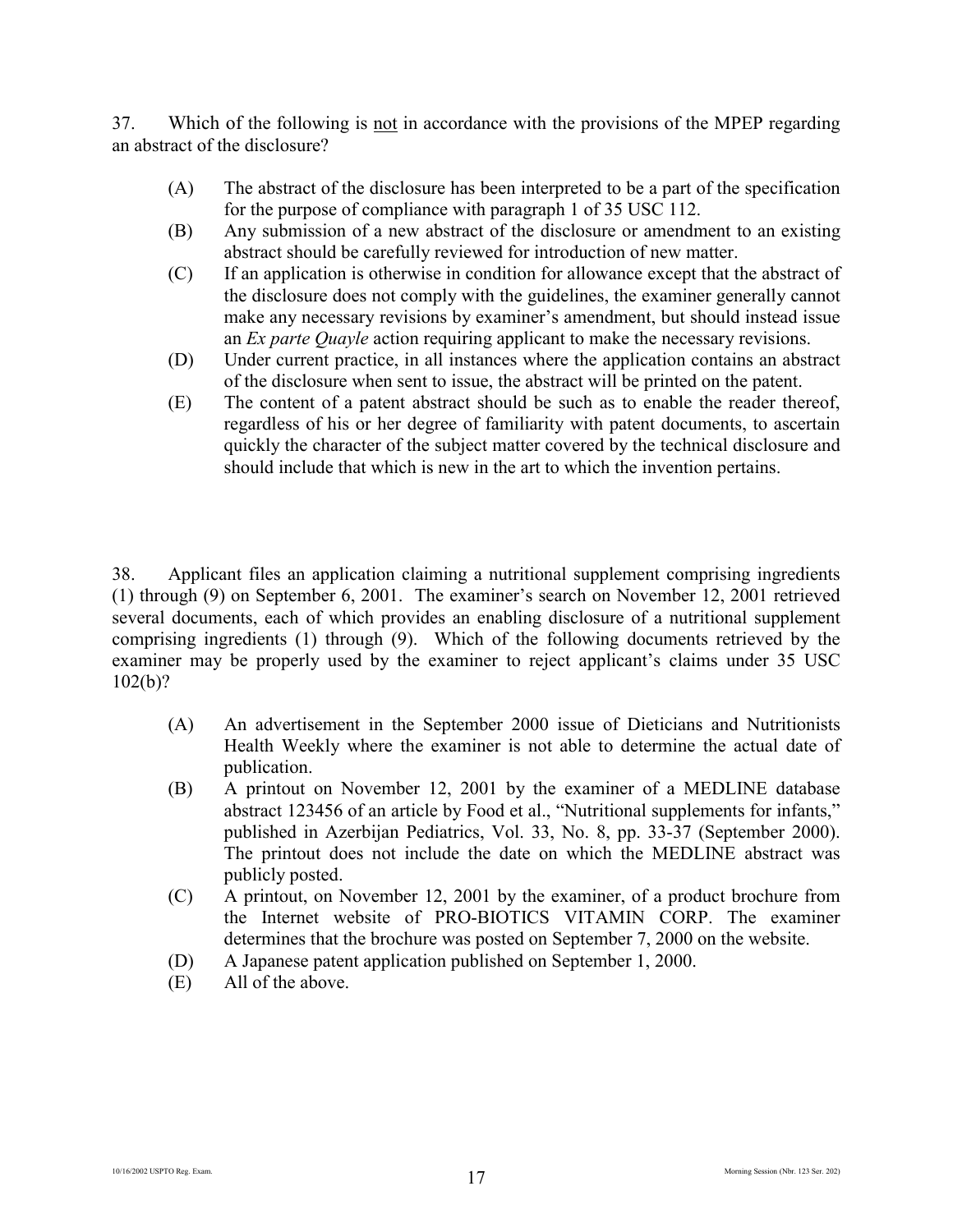37. Which of the following is not in accordance with the provisions of the MPEP regarding an abstract of the disclosure?

(A) The abstract of the disclosure has been interpreted to be a part of the specification for the purpose of compliance with paragraph 1 of 35 USC 112.

(B) Any submission of a new abstract of the disclosure or amendment to an existing abstract should be carefully reviewed for introduction of new matter.

(C) If an application is otherwise in condition for allowance except that the abstract of the disclosure does not comply with the guidelines, the examiner generally cannot make any necessary revisions by examiner's amendment, but should instead issue an *Ex parte Quayle* action requiring applicant to make the necessary revisions.

(D) Under current practice, in all instances where the application contains an abstract of the disclosure when sent to issue, the abstract will be printed on the patent.

(E) The content of a patent abstract should be such as to enable the reader thereof, regardless of his or her degree of familiarity with patent documents, to ascertain quickly the character of the subject matter covered by the technical disclosure and should include that which is new in the art to which the invention pertains.

38. Applicant files an application claiming a nutritional supplement comprising ingredients (1) through (9) on September 6, 2001. The examiner's search on November 12, 2001 retrieved several documents, each of which provides an enabling disclosure of a nutritional supplement comprising ingredients (1) through (9). Which of the following documents retrieved by the examiner may be properly used by the examiner to reject applicant's claims under 35 USC 102(b)?

(A) An advertisement in the September 2000 issue of Dieticians and Nutritionists Health Weekly where the examiner is not able to determine the actual date of publication.

(B) A printout on November 12, 2001 by the examiner of a MEDLINE database abstract 123456 of an article by Food et al., "Nutritional supplements for infants," published in Azerbijan Pediatrics, Vol. 33, No. 8, pp. 33-37 (September 2000). The printout does not include the date on which the MEDLINE abstract was publicly posted.

(C) A printout, on November 12, 2001 by the examiner, of a product brochure from the Internet website of PRO-BIOTICS VITAMIN CORP. The examiner determines that the brochure was posted on September 7, 2000 on the website.

(D) A Japanese patent application published on September 1, 2000.

(E) All of the above.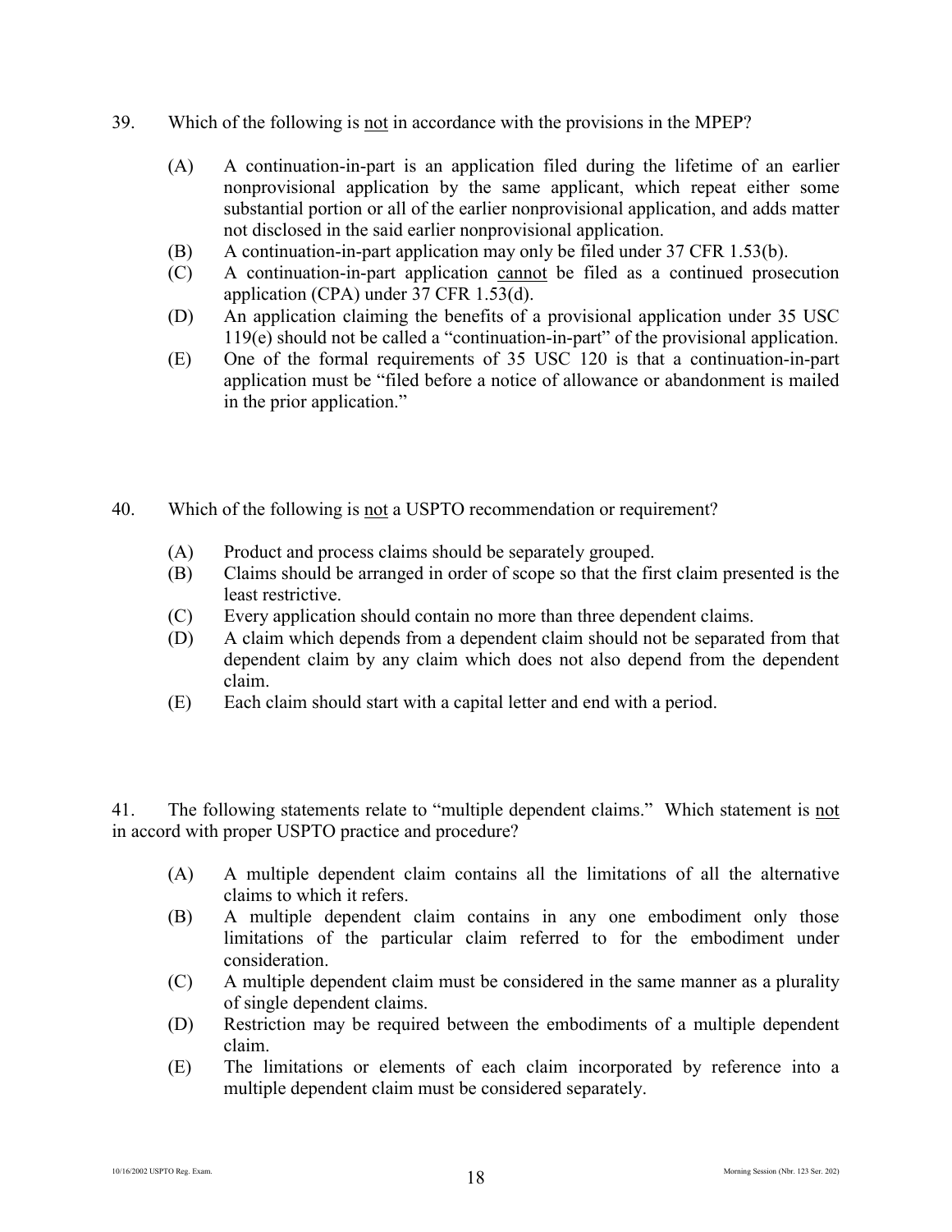39. Which of the following is <u>not</u> in accordance with the provisions in the MPEP?

(A) A continuation-in-part is an application filed during the lifetime of an earlier nonprovisional application by the same applicant, which repeat either some substantial portion or all of the earlier nonprovisional application, and adds matter not disclosed in the said earlier nonprovisional application.
(B) A continuation-in-part application may only be filed under 37 CFR 1.53(b).
(C) A continuation-in-part application <u>cannot</u> be filed as a continued prosecution application (CPA) under 37 CFR 1.53(d).
(D) An application claiming the benefits of a provisional application under 35 USC 119(e) should not be called a "continuation-in-part" of the provisional application.
(E) One of the formal requirements of 35 USC 120 is that a continuation-in-part application must be "filed before a notice of allowance or abandonment is mailed in the prior application."

40. Which of the following is <u>not</u> a USPTO recommendation or requirement?

(A) Product and process claims should be separately grouped.
(B) Claims should be arranged in order of scope so that the first claim presented is the least restrictive.
(C) Every application should contain no more than three dependent claims.
(D) A claim which depends from a dependent claim should not be separated from that dependent claim by any claim which does not also depend from the dependent claim.
(E) Each claim should start with a capital letter and end with a period.

41. The following statements relate to "multiple dependent claims." Which statement is <u>not</u> in accord with proper USPTO practice and procedure?

(A) A multiple dependent claim contains all the limitations of all the alternative claims to which it refers.
(B) A multiple dependent claim contains in any one embodiment only those limitations of the particular claim referred to for the embodiment under consideration.
(C) A multiple dependent claim must be considered in the same manner as a plurality of single dependent claims.
(D) Restriction may be required between the embodiments of a multiple dependent claim.
(E) The limitations or elements of each claim incorporated by reference into a multiple dependent claim must be considered separately.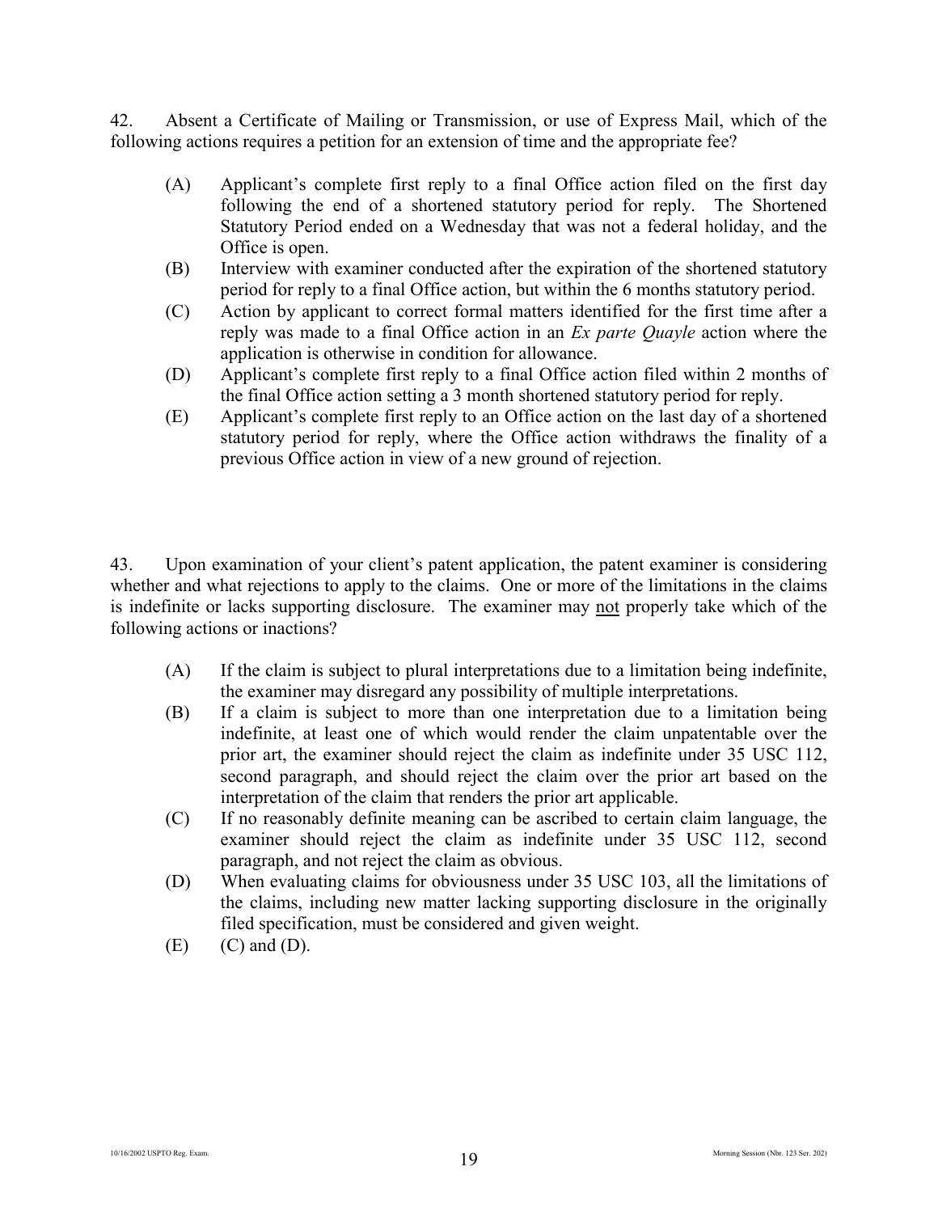42. Absent a Certificate of Mailing or Transmission, or use of Express Mail, which of the following actions requires a petition for an extension of time and the appropriate fee?

(A) Applicant's complete first reply to a final Office action filed on the first day following the end of a shortened statutory period for reply. The Shortened Statutory Period ended on a Wednesday that was not a federal holiday, and the Office is open.

(B) Interview with examiner conducted after the expiration of the shortened statutory period for reply to a final Office action, but within the 6 months statutory period.

(C) Action by applicant to correct formal matters identified for the first time after a reply was made to a final Office action in an *Ex parte Quayle* action where the application is otherwise in condition for allowance.

(D) Applicant's complete first reply to a final Office action filed within 2 months of the final Office action setting a 3 month shortened statutory period for reply.

(E) Applicant's complete first reply to an Office action on the last day of a shortened statutory period for reply, where the Office action withdraws the finality of a previous Office action in view of a new ground of rejection.

43. Upon examination of your client's patent application, the patent examiner is considering whether and what rejections to apply to the claims. One or more of the limitations in the claims is indefinite or lacks supporting disclosure. The examiner may <u>not</u> properly take which of the following actions or inactions?

(A) If the claim is subject to plural interpretations due to a limitation being indefinite, the examiner may disregard any possibility of multiple interpretations.

(B) If a claim is subject to more than one interpretation due to a limitation being indefinite, at least one of which would render the claim unpatentable over the prior art, the examiner should reject the claim as indefinite under 35 USC 112, second paragraph, and should reject the claim over the prior art based on the interpretation of the claim that renders the prior art applicable.

(C) If no reasonably definite meaning can be ascribed to certain claim language, the examiner should reject the claim as indefinite under 35 USC 112, second paragraph, and not reject the claim as obvious.

(D) When evaluating claims for obviousness under 35 USC 103, all the limitations of the claims, including new matter lacking supporting disclosure in the originally filed specification, must be considered and given weight.

(E) (C) and (D).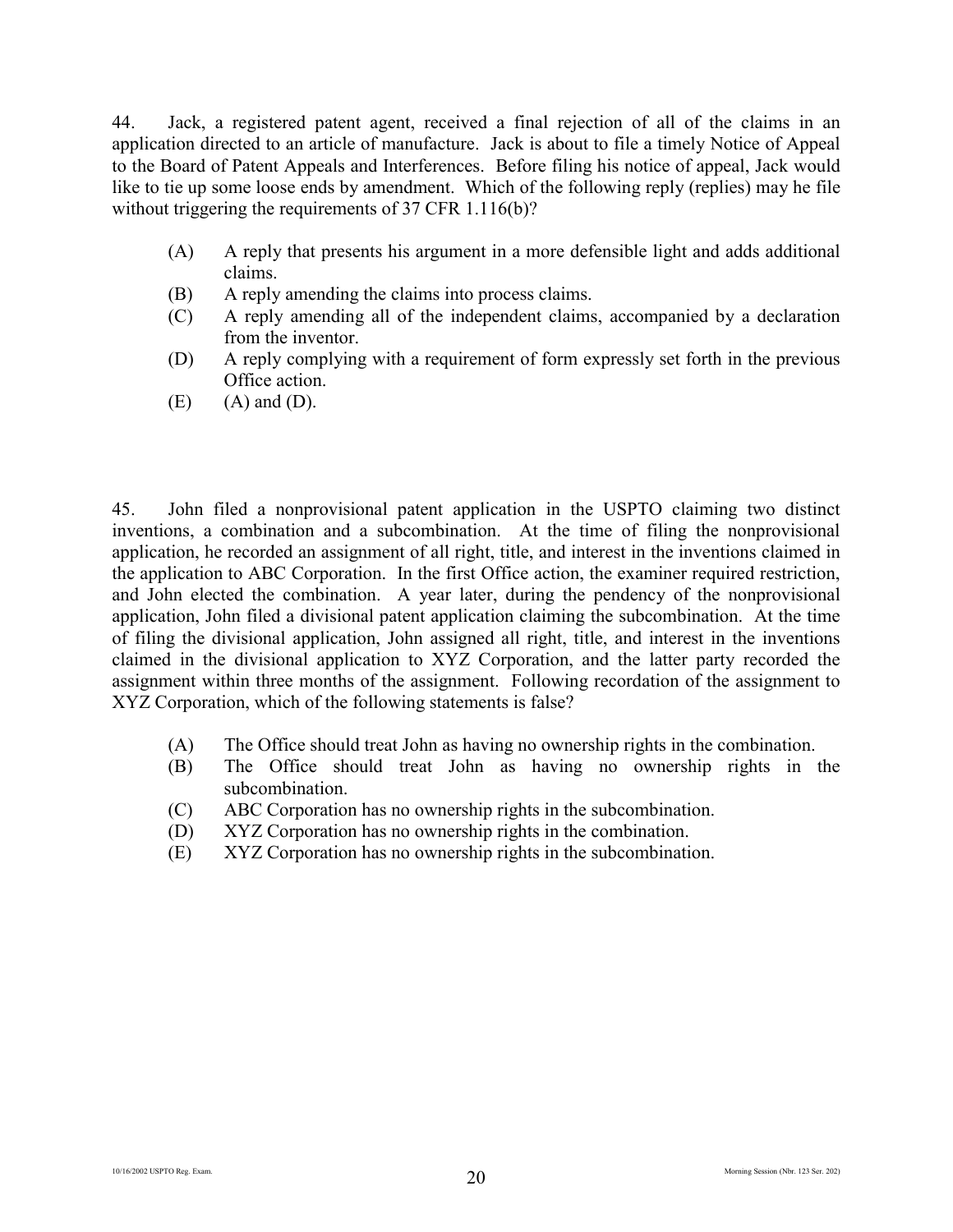44. Jack, a registered patent agent, received a final rejection of all of the claims in an application directed to an article of manufacture. Jack is about to file a timely Notice of Appeal to the Board of Patent Appeals and Interferences. Before filing his notice of appeal, Jack would like to tie up some loose ends by amendment. Which of the following reply (replies) may he file without triggering the requirements of 37 CFR 1.116(b)?

- (A) A reply that presents his argument in a more defensible light and adds additional claims.
- (B) A reply amending the claims into process claims.
- (C) A reply amending all of the independent claims, accompanied by a declaration from the inventor.
- (D) A reply complying with a requirement of form expressly set forth in the previous Office action.
- (E) (A) and (D).

45. John filed a nonprovisional patent application in the USPTO claiming two distinct inventions, a combination and a subcombination. At the time of filing the nonprovisional application, he recorded an assignment of all right, title, and interest in the inventions claimed in the application to ABC Corporation. In the first Office action, the examiner required restriction, and John elected the combination. A year later, during the pendency of the nonprovisional application, John filed a divisional patent application claiming the subcombination. At the time of filing the divisional application, John assigned all right, title, and interest in the inventions claimed in the divisional application to XYZ Corporation, and the latter party recorded the assignment within three months of the assignment. Following recordation of the assignment to XYZ Corporation, which of the following statements is false?

- (A) The Office should treat John as having no ownership rights in the combination.
- (B) The Office should treat John as having no ownership rights in the subcombination.
- (C) ABC Corporation has no ownership rights in the subcombination.
- (D) XYZ Corporation has no ownership rights in the combination.
- (E) XYZ Corporation has no ownership rights in the subcombination.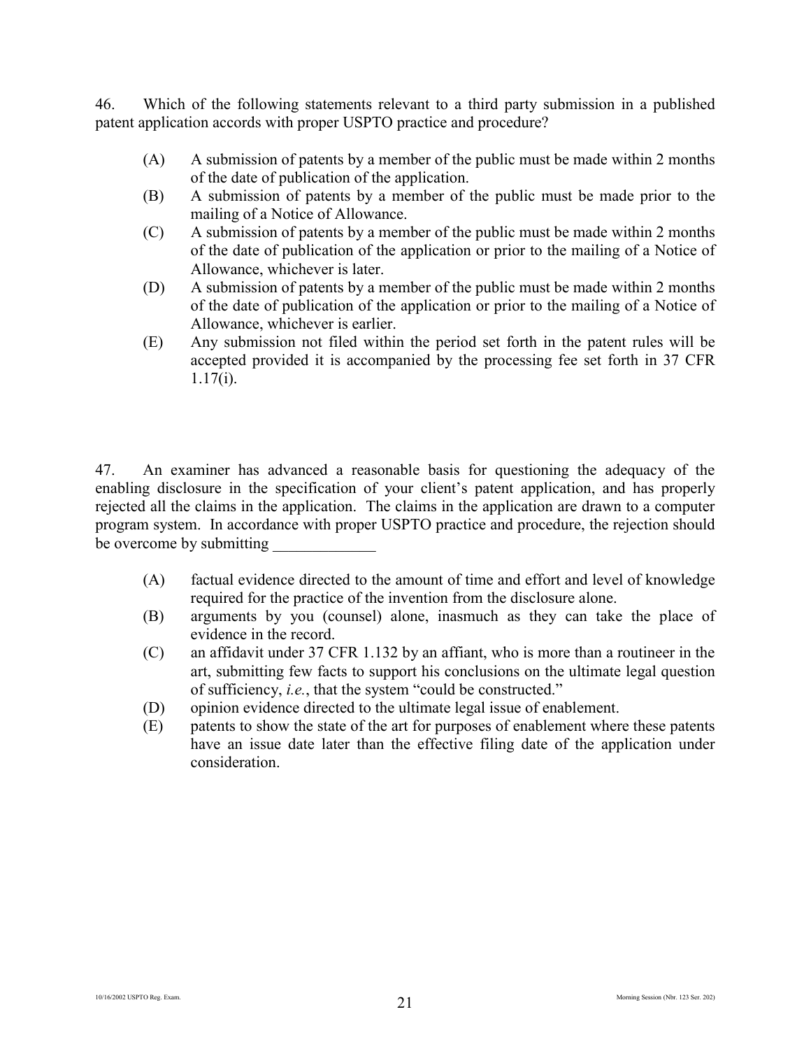46. Which of the following statements relevant to a third party submission in a published patent application accords with proper USPTO practice and procedure?

- (A) A submission of patents by a member of the public must be made within 2 months of the date of publication of the application.
- (B) A submission of patents by a member of the public must be made prior to the mailing of a Notice of Allowance.
- (C) A submission of patents by a member of the public must be made within 2 months of the date of publication of the application or prior to the mailing of a Notice of Allowance, whichever is later.
- (D) A submission of patents by a member of the public must be made within 2 months of the date of publication of the application or prior to the mailing of a Notice of Allowance, whichever is earlier.
- (E) Any submission not filed within the period set forth in the patent rules will be accepted provided it is accompanied by the processing fee set forth in 37 CFR 1.17(i).

47. An examiner has advanced a reasonable basis for questioning the adequacy of the enabling disclosure in the specification of your client's patent application, and has properly rejected all the claims in the application. The claims in the application are drawn to a computer program system. In accordance with proper USPTO practice and procedure, the rejection should be overcome by submitting _____________

- (A) factual evidence directed to the amount of time and effort and level of knowledge required for the practice of the invention from the disclosure alone.
- (B) arguments by you (counsel) alone, inasmuch as they can take the place of evidence in the record.
- (C) an affidavit under 37 CFR 1.132 by an affiant, who is more than a routineer in the art, submitting few facts to support his conclusions on the ultimate legal question of sufficiency, *i.e.*, that the system "could be constructed."
- (D) opinion evidence directed to the ultimate legal issue of enablement.
- (E) patents to show the state of the art for purposes of enablement where these patents have an issue date later than the effective filing date of the application under consideration.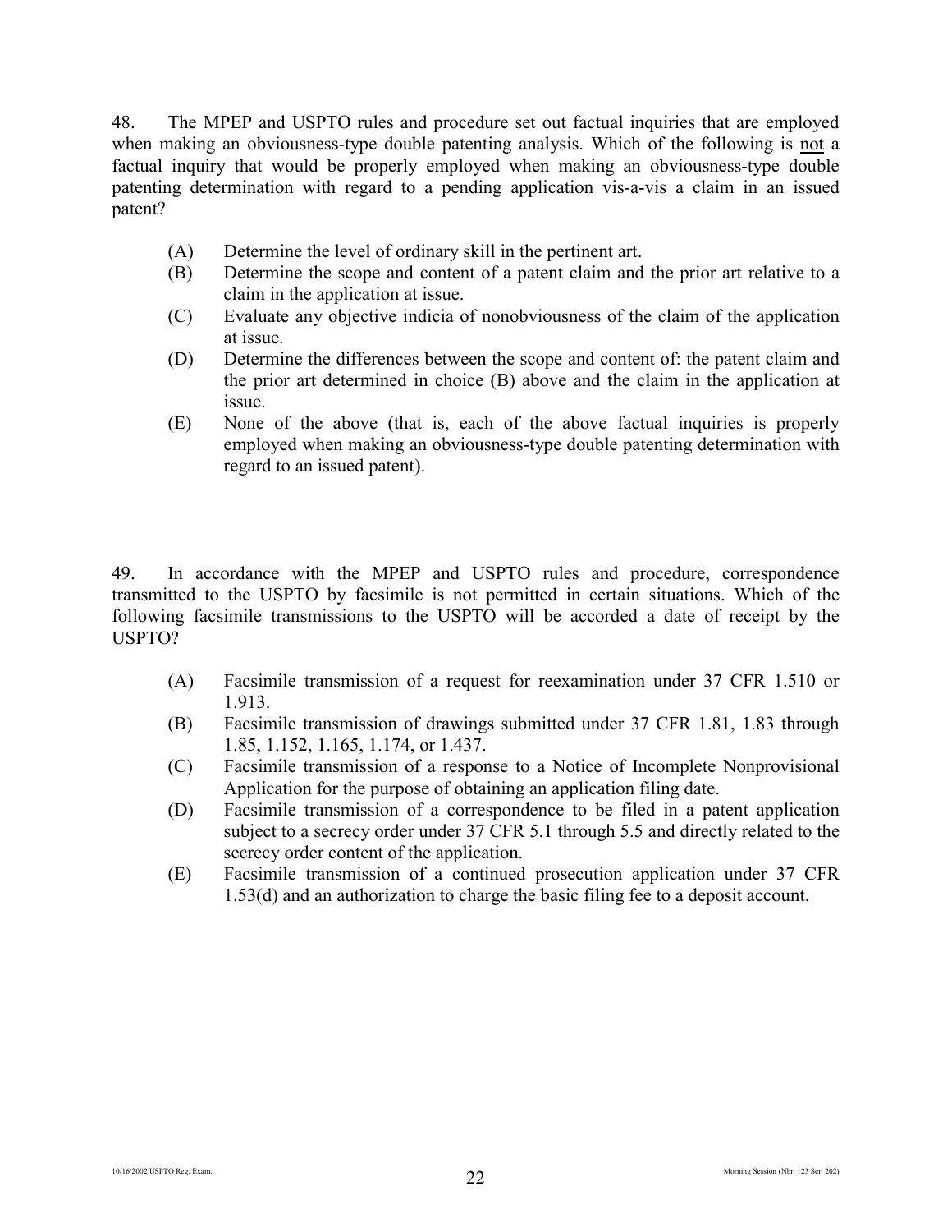48. The MPEP and USPTO rules and procedure set out factual inquiries that are employed when making an obviousness-type double patenting analysis. Which of the following is <u>not</u> a factual inquiry that would be properly employed when making an obviousness-type double patenting determination with regard to a pending application vis-a-vis a claim in an issued patent?

(A) Determine the level of ordinary skill in the pertinent art.
(B) Determine the scope and content of a patent claim and the prior art relative to a claim in the application at issue.
(C) Evaluate any objective indicia of nonobviousness of the claim of the application at issue.
(D) Determine the differences between the scope and content of: the patent claim and the prior art determined in choice (B) above and the claim in the application at issue.
(E) None of the above (that is, each of the above factual inquiries is properly employed when making an obviousness-type double patenting determination with regard to an issued patent).

49. In accordance with the MPEP and USPTO rules and procedure, correspondence transmitted to the USPTO by facsimile is not permitted in certain situations. Which of the following facsimile transmissions to the USPTO will be accorded a date of receipt by the USPTO?

(A) Facsimile transmission of a request for reexamination under 37 CFR 1.510 or 1.913.
(B) Facsimile transmission of drawings submitted under 37 CFR 1.81, 1.83 through 1.85, 1.152, 1.165, 1.174, or 1.437.
(C) Facsimile transmission of a response to a Notice of Incomplete Nonprovisional Application for the purpose of obtaining an application filing date.
(D) Facsimile transmission of a correspondence to be filed in a patent application subject to a secrecy order under 37 CFR 5.1 through 5.5 and directly related to the secrecy order content of the application.
(E) Facsimile transmission of a continued prosecution application under 37 CFR 1.53(d) and an authorization to charge the basic filing fee to a deposit account.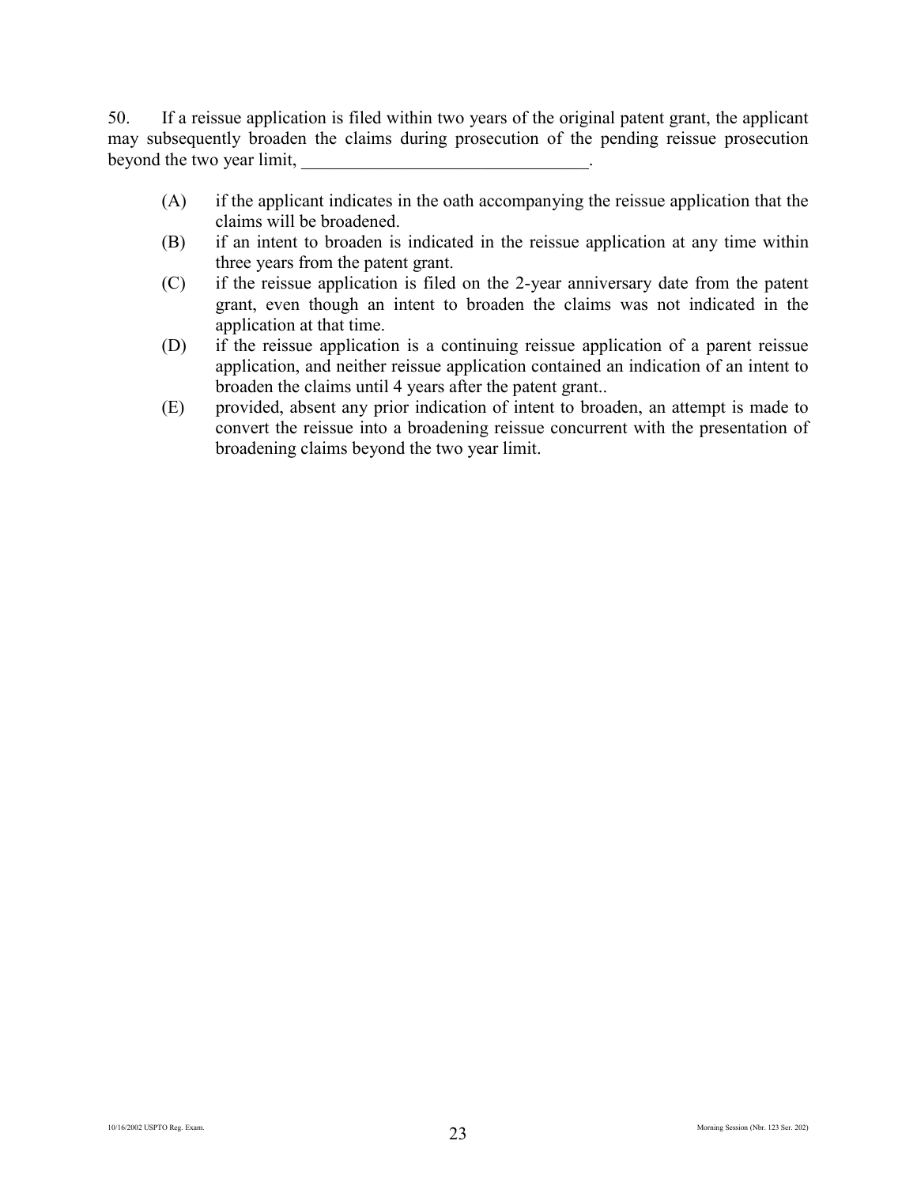50. If a reissue application is filed within two years of the original patent grant, the applicant may subsequently broaden the claims during prosecution of the pending reissue prosecution beyond the two year limit, ________________________________.

(A) if the applicant indicates in the oath accompanying the reissue application that the claims will be broadened.

(B) if an intent to broaden is indicated in the reissue application at any time within three years from the patent grant.

(C) if the reissue application is filed on the 2-year anniversary date from the patent grant, even though an intent to broaden the claims was not indicated in the application at that time.

(D) if the reissue application is a continuing reissue application of a parent reissue application, and neither reissue application contained an indication of an intent to broaden the claims until 4 years after the patent grant..

(E) provided, absent any prior indication of intent to broaden, an attempt is made to convert the reissue into a broadening reissue concurrent with the presentation of broadening claims beyond the two year limit.